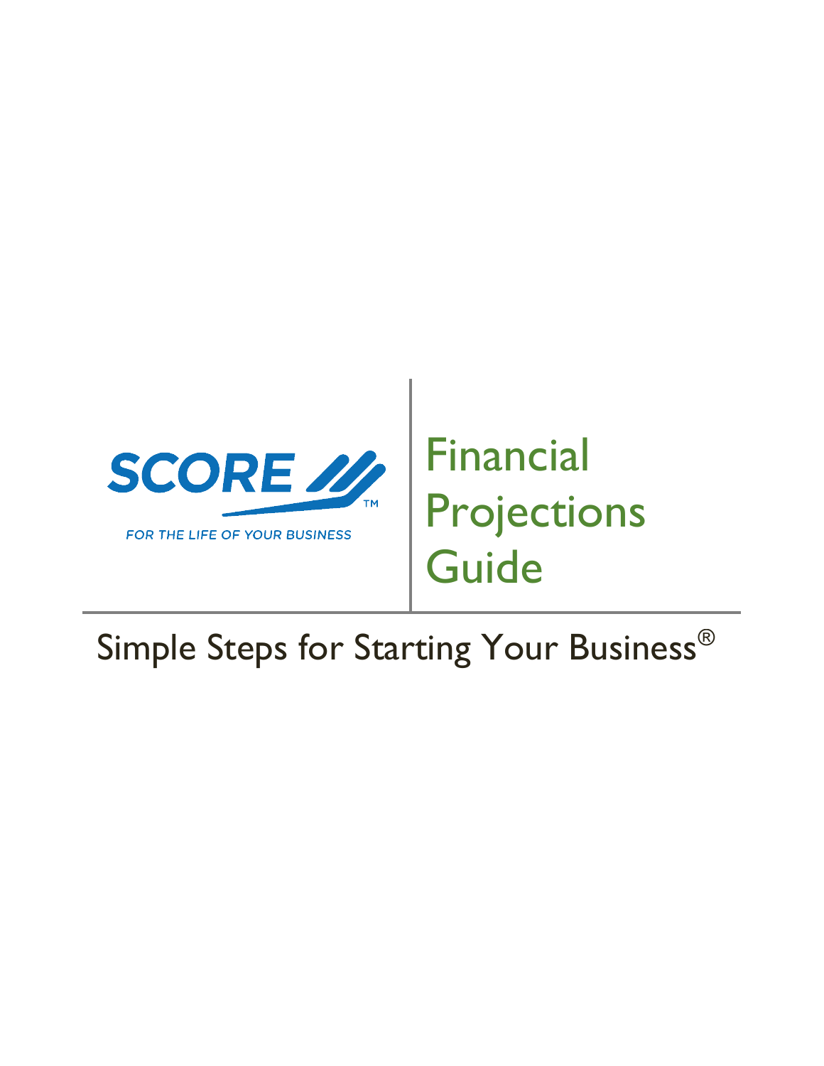SCORE™

FOR THE LIFE OF YOUR BUSINESS

# Financial Projections Guide

## Simple Steps for Starting Your Business®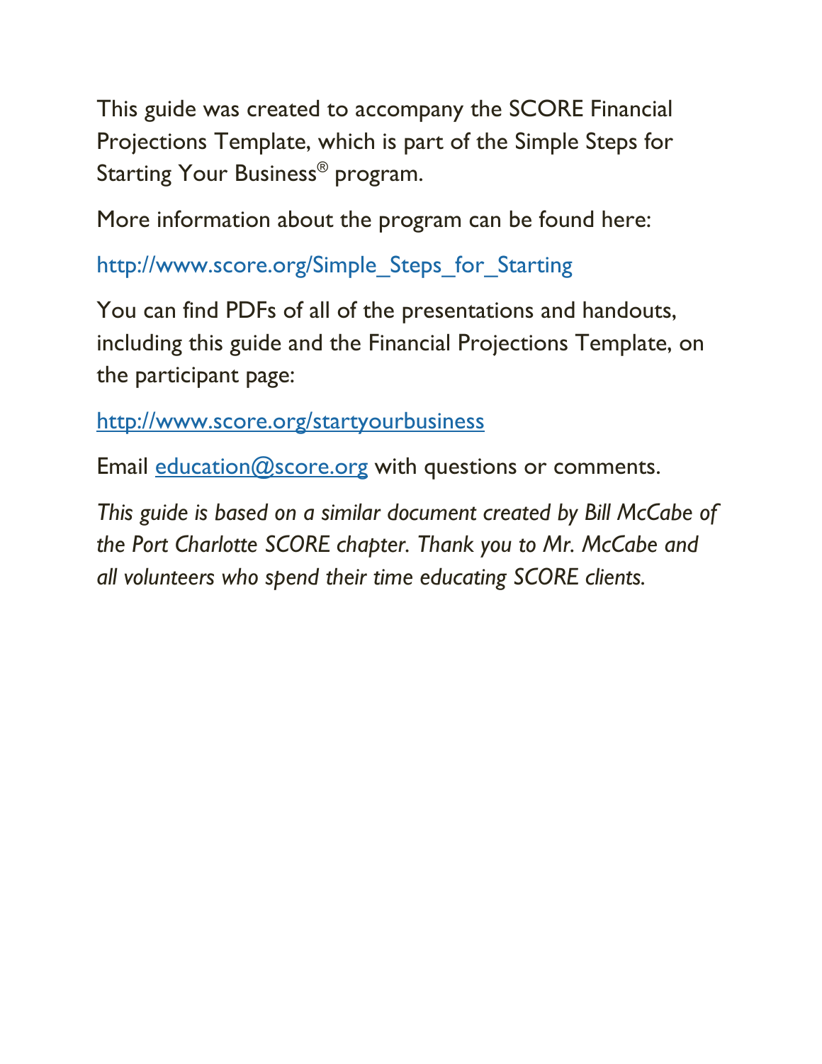This guide was created to accompany the SCORE Financial Projections Template, which is part of the Simple Steps for Starting Your Business® program.

More information about the program can be found here:

http://www.score.org/Simple_Steps_for_Starting

You can find PDFs of all of the presentations and handouts, including this guide and the Financial Projections Template, on the participant page:

http://www.score.org/startyourbusiness

Email education@score.org with questions or comments.

*This guide is based on a similar document created by Bill McCabe of the Port Charlotte SCORE chapter. Thank you to Mr. McCabe and all volunteers who spend their time educating SCORE clients.*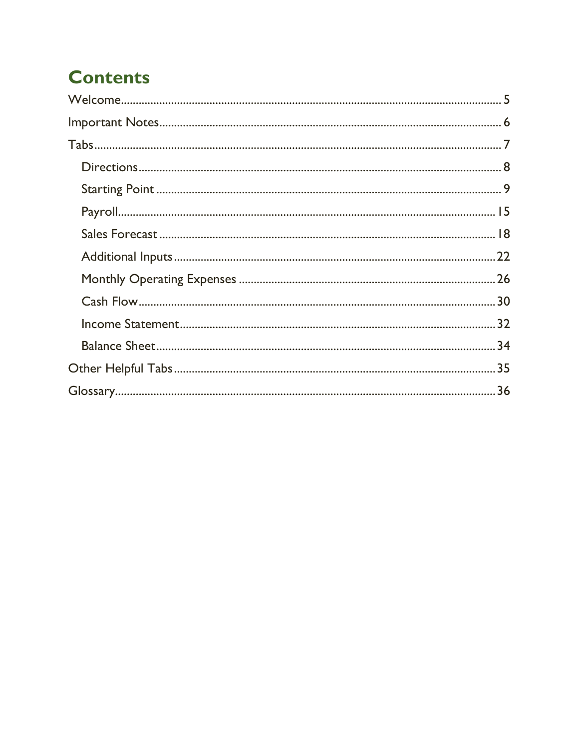# Contents

Welcome ........................................................................................................................ 5

Important Notes ........................................................................................................... 6

Tabs ............................................................................................................................. 7

- Directions ................................................................................................................ 8
- Starting Point ........................................................................................................... 9
- Payroll .................................................................................................................... 15
- Sales Forecast ........................................................................................................ 18
- Additional Inputs .................................................................................................... 22
- Monthly Operating Expenses ................................................................................. 26
- Cash Flow .............................................................................................................. 30
- Income Statement .................................................................................................. 32
- Balance Sheet ........................................................................................................ 34

Other Helpful Tabs ..................................................................................................... 35

Glossary ..................................................................................................................... 36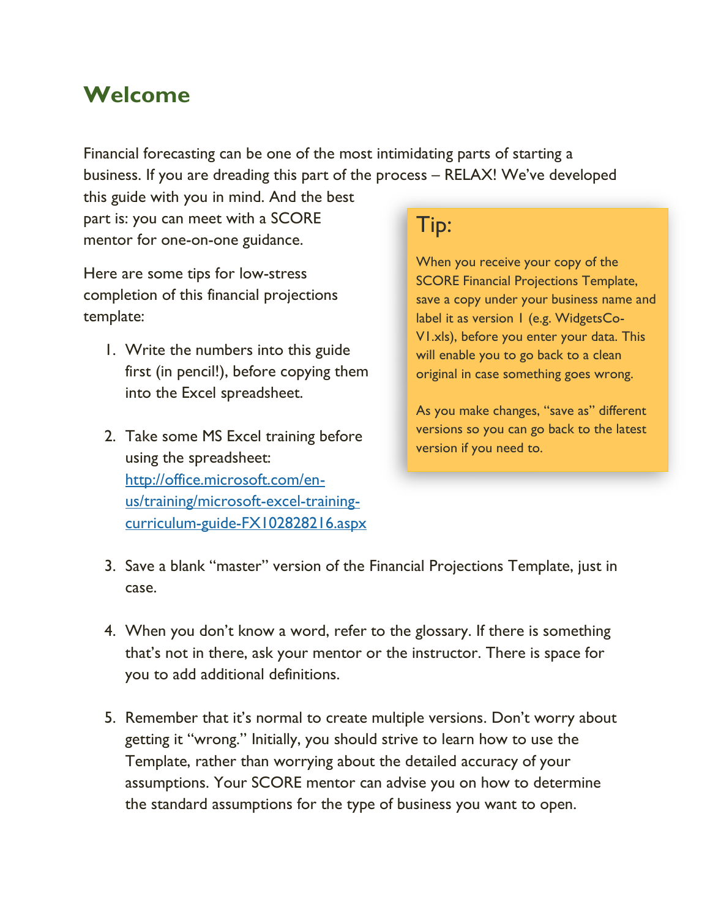# Welcome

Financial forecasting can be one of the most intimidating parts of starting a business. If you are dreading this part of the process – RELAX! We've developed this guide with you in mind. And the best part is: you can meet with a SCORE mentor for one-on-one guidance.

Here are some tips for low-stress completion of this financial projections template:

1. Write the numbers into this guide first (in pencil!), before copying them into the Excel spreadsheet.

2. Take some MS Excel training before using the spreadsheet: [http://office.microsoft.com/en-us/training/microsoft-excel-training-curriculum-guide-FX102828216.aspx](http://office.microsoft.com/en-us/training/microsoft-excel-training-curriculum-guide-FX102828216.aspx)

3. Save a blank "master" version of the Financial Projections Template, just in case.

4. When you don't know a word, refer to the glossary. If there is something that's not in there, ask your mentor or the instructor. There is space for you to add additional definitions.

5. Remember that it's normal to create multiple versions. Don't worry about getting it "wrong." Initially, you should strive to learn how to use the Template, rather than worrying about the detailed accuracy of your assumptions. Your SCORE mentor can advise you on how to determine the standard assumptions for the type of business you want to open.

> **Tip:**
>
> When you receive your copy of the SCORE Financial Projections Template, save a copy under your business name and label it as version 1 (e.g. WidgetsCo-V1.xls), before you enter your data. This will enable you to go back to a clean original in case something goes wrong.
>
> As you make changes, "save as" different versions so you can go back to the latest version if you need to.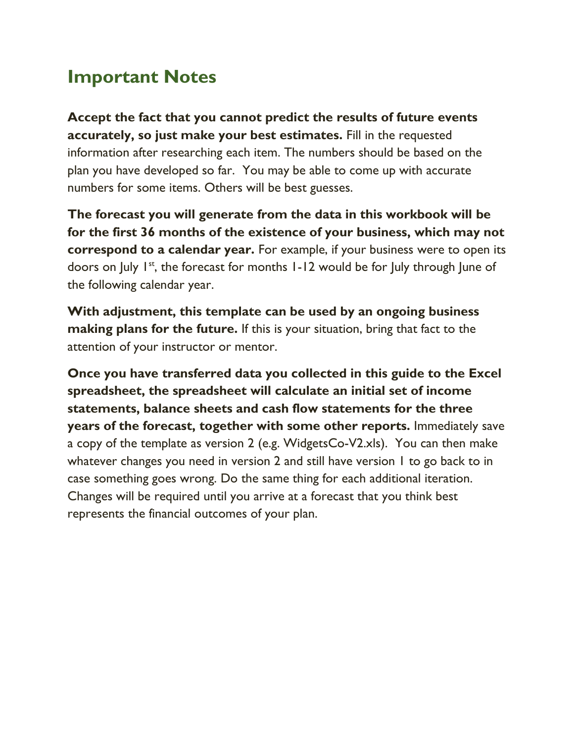## Important Notes

**Accept the fact that you cannot predict the results of future events accurately, so just make your best estimates.** Fill in the requested information after researching each item. The numbers should be based on the plan you have developed so far. You may be able to come up with accurate numbers for some items. Others will be best guesses.

**The forecast you will generate from the data in this workbook will be for the first 36 months of the existence of your business, which may not correspond to a calendar year.** For example, if your business were to open its doors on July 1st, the forecast for months 1-12 would be for July through June of the following calendar year.

**With adjustment, this template can be used by an ongoing business making plans for the future.** If this is your situation, bring that fact to the attention of your instructor or mentor.

**Once you have transferred data you collected in this guide to the Excel spreadsheet, the spreadsheet will calculate an initial set of income statements, balance sheets and cash flow statements for the three years of the forecast, together with some other reports.** Immediately save a copy of the template as version 2 (e.g. WidgetsCo-V2.xls). You can then make whatever changes you need in version 2 and still have version 1 to go back to in case something goes wrong. Do the same thing for each additional iteration. Changes will be required until you arrive at a forecast that you think best represents the financial outcomes of your plan.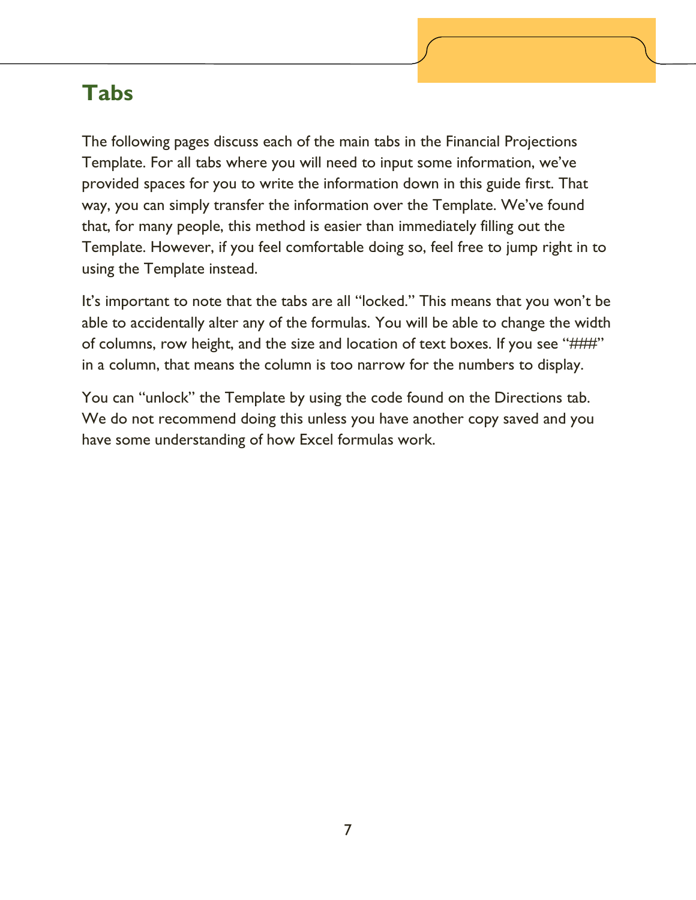# Tabs

The following pages discuss each of the main tabs in the Financial Projections Template. For all tabs where you will need to input some information, we've provided spaces for you to write the information down in this guide first. That way, you can simply transfer the information over the Template. We've found that, for many people, this method is easier than immediately filling out the Template. However, if you feel comfortable doing so, feel free to jump right in to using the Template instead.

It's important to note that the tabs are all "locked." This means that you won't be able to accidentally alter any of the formulas. You will be able to change the width of columns, row height, and the size and location of text boxes. If you see "###" in a column, that means the column is too narrow for the numbers to display.

You can "unlock" the Template by using the code found on the Directions tab. We do not recommend doing this unless you have another copy saved and you have some understanding of how Excel formulas work.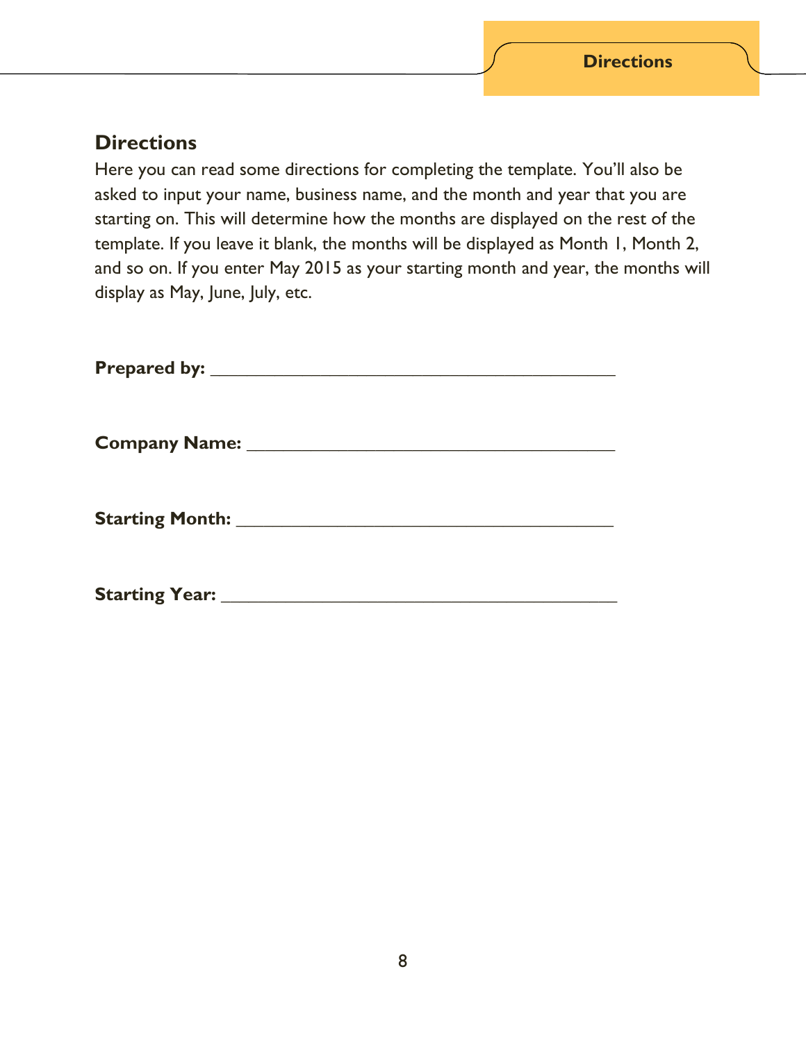## Directions

Here you can read some directions for completing the template. You'll also be asked to input your name, business name, and the month and year that you are starting on. This will determine how the months are displayed on the rest of the template. If you leave it blank, the months will be displayed as Month 1, Month 2, and so on. If you enter May 2015 as your starting month and year, the months will display as May, June, July, etc.

**Prepared by:** ________________________________________

**Company Name:** ____________________________________

**Starting Month:** ____________________________________

**Starting Year:** ______________________________________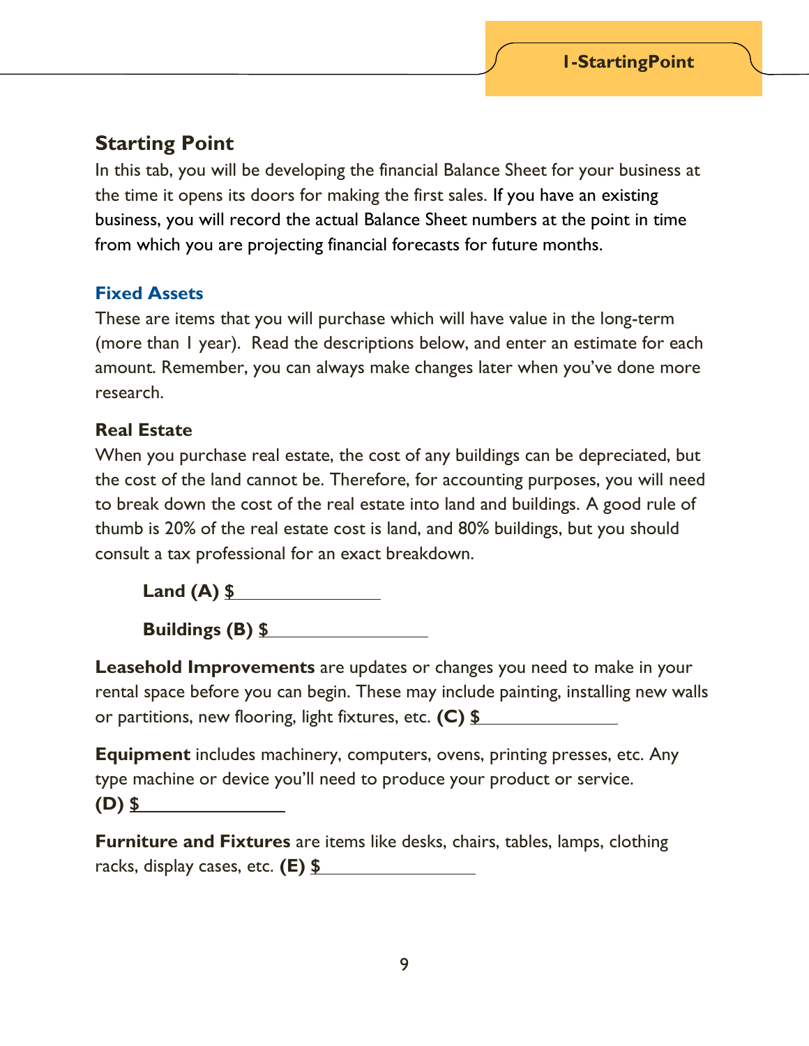## Starting Point

In this tab, you will be developing the financial Balance Sheet for your business at the time it opens its doors for making the first sales. If you have an existing business, you will record the actual Balance Sheet numbers at the point in time from which you are projecting financial forecasts for future months.

### Fixed Assets

These are items that you will purchase which will have value in the long-term (more than 1 year). Read the descriptions below, and enter an estimate for each amount. Remember, you can always make changes later when you've done more research.

**Real Estate**

When you purchase real estate, the cost of any buildings can be depreciated, but the cost of the land cannot be. Therefore, for accounting purposes, you will need to break down the cost of the real estate into land and buildings. A good rule of thumb is 20% of the real estate cost is land, and 80% buildings, but you should consult a tax professional for an exact breakdown.

**Land (A) $**\_\_\_\_\_\_\_\_\_\_\_\_\_\_\_\_

**Buildings (B) $**\_\_\_\_\_\_\_\_\_\_\_\_\_\_\_\_

**Leasehold Improvements** are updates or changes you need to make in your rental space before you can begin. These may include painting, installing new walls or partitions, new flooring, light fixtures, etc. **(C) $**\_\_\_\_\_\_\_\_\_\_\_\_\_\_\_\_

**Equipment** includes machinery, computers, ovens, printing presses, etc. Any type machine or device you'll need to produce your product or service.
**(D) $**\_\_\_\_\_\_\_\_\_\_\_\_\_\_\_\_

**Furniture and Fixtures** are items like desks, chairs, tables, lamps, clothing racks, display cases, etc. **(E) $**\_\_\_\_\_\_\_\_\_\_\_\_\_\_\_\_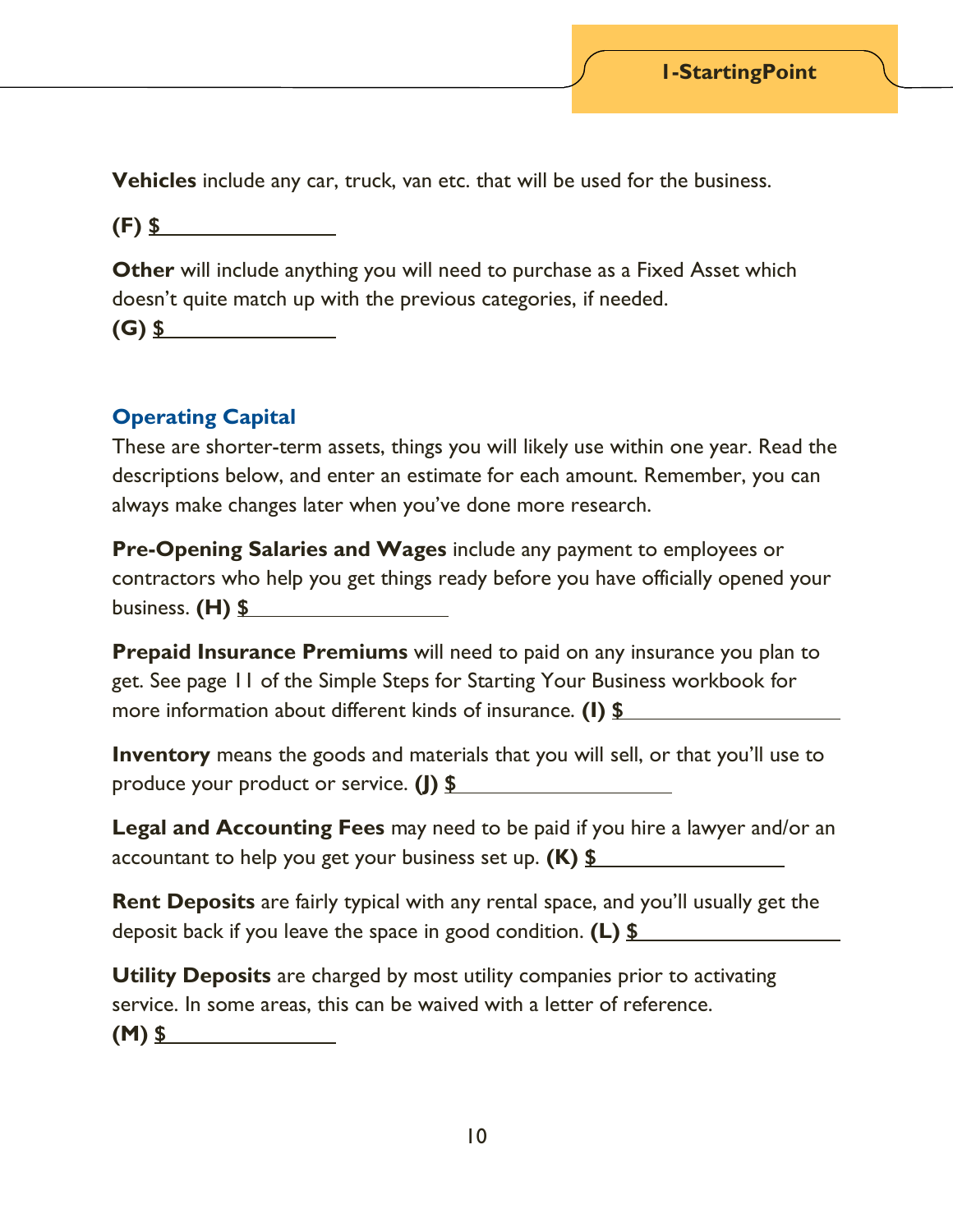**Vehicles** include any car, truck, van etc. that will be used for the business.

**(F)** $______________

**Other** will include anything you will need to purchase as a Fixed Asset which doesn't quite match up with the previous categories, if needed.
**(G)** $______________

## Operating Capital

These are shorter-term assets, things you will likely use within one year. Read the descriptions below, and enter an estimate for each amount. Remember, you can always make changes later when you've done more research.

**Pre-Opening Salaries and Wages** include any payment to employees or contractors who help you get things ready before you have officially opened your business. **(H)** $______________

**Prepaid Insurance Premiums** will need to paid on any insurance you plan to get. See page 11 of the Simple Steps for Starting Your Business workbook for more information about different kinds of insurance. **(I)** $______________

**Inventory** means the goods and materials that you will sell, or that you'll use to produce your product or service. **(J)** $______________

**Legal and Accounting Fees** may need to be paid if you hire a lawyer and/or an accountant to help you get your business set up. **(K)** $______________

**Rent Deposits** are fairly typical with any rental space, and you'll usually get the deposit back if you leave the space in good condition. **(L)** $______________

**Utility Deposits** are charged by most utility companies prior to activating service. In some areas, this can be waived with a letter of reference.
**(M)** $______________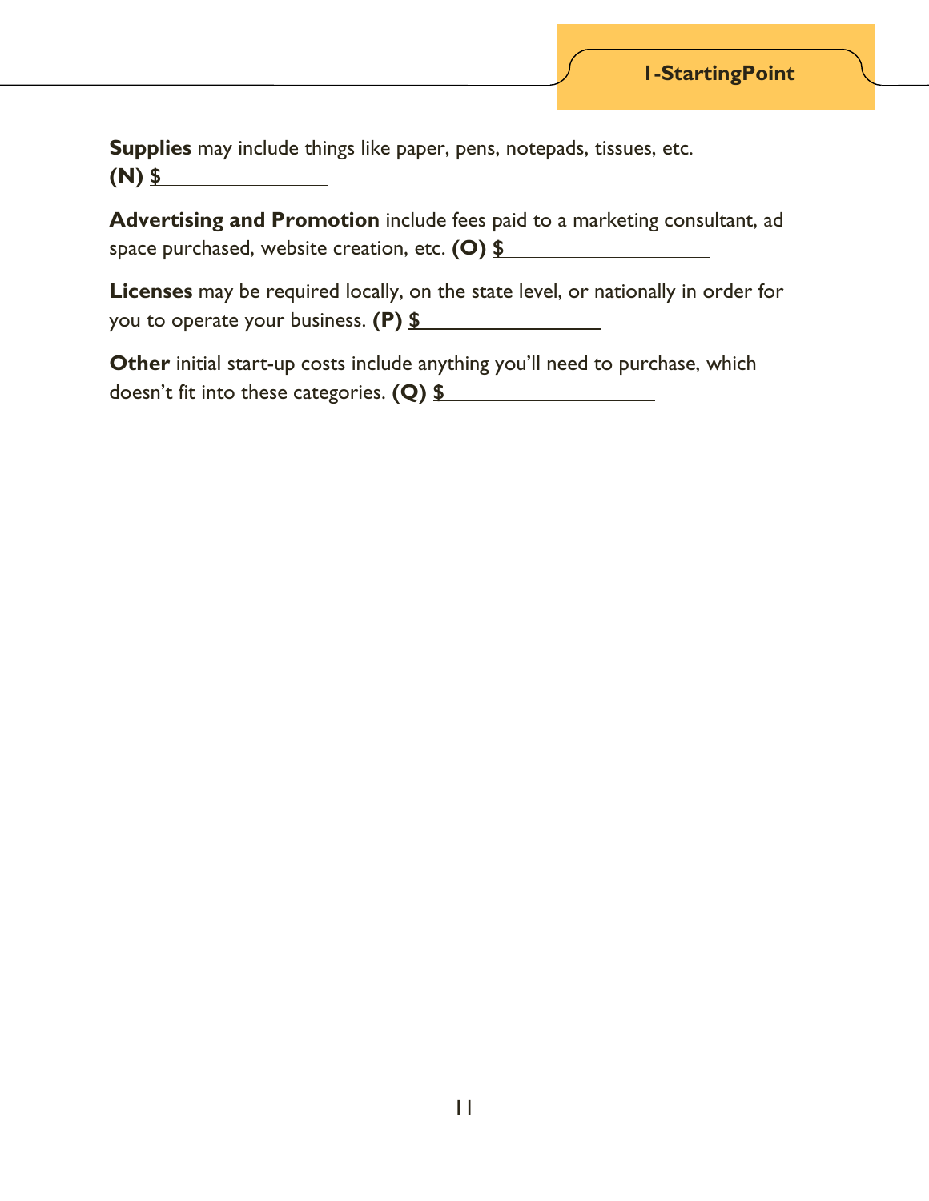**Supplies** may include things like paper, pens, notepads, tissues, etc.
**(N) $**\_\_\_\_\_\_\_\_\_\_\_\_\_\_\_\_

**Advertising and Promotion** include fees paid to a marketing consultant, ad space purchased, website creation, etc. **(O) $**\_\_\_\_\_\_\_\_\_\_\_\_\_\_\_\_\_\_\_\_

**Licenses** may be required locally, on the state level, or nationally in order for you to operate your business. **(P) $**\_\_\_\_\_\_\_\_\_\_\_\_\_\_\_\_\_

**Other** initial start-up costs include anything you'll need to purchase, which doesn't fit into these categories. **(Q) $**\_\_\_\_\_\_\_\_\_\_\_\_\_\_\_\_\_\_\_\_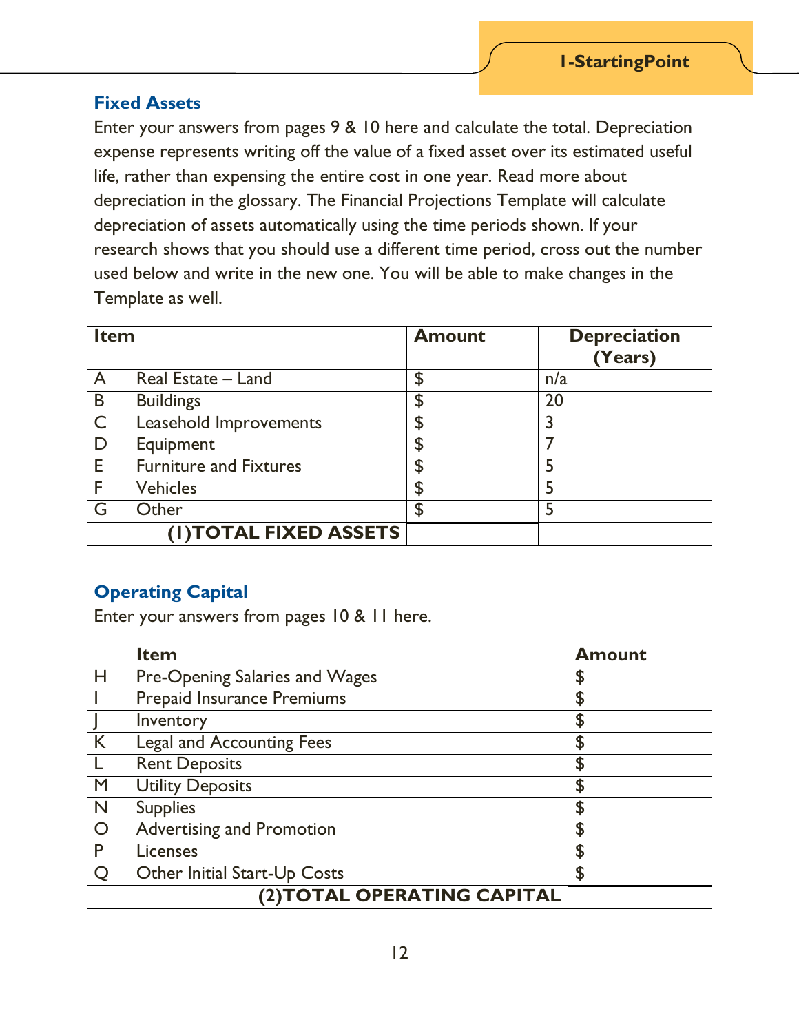## Fixed Assets

Enter your answers from pages 9 & 10 here and calculate the total. Depreciation expense represents writing off the value of a fixed asset over its estimated useful life, rather than expensing the entire cost in one year. Read more about depreciation in the glossary. The Financial Projections Template will calculate depreciation of assets automatically using the time periods shown. If your research shows that you should use a different time period, cross out the number used below and write in the new one. You will be able to make changes in the Template as well.

| Item | | Amount | Depreciation (Years) |
|---|---|---|---|
| A | Real Estate – Land | $ | n/a |
| B | Buildings | $ | 20 |
| C | Leasehold Improvements | $ | 3 |
| D | Equipment | $ | 7 |
| E | Furniture and Fixtures | $ | 5 |
| F | Vehicles | $ | 5 |
| G | Other | $ | 5 |
| | **(1)TOTAL FIXED ASSETS** | | |

## Operating Capital

Enter your answers from pages 10 & 11 here.

| | Item | Amount |
|---|---|---|
| H | Pre-Opening Salaries and Wages | $ |
| I | Prepaid Insurance Premiums | $ |
| J | Inventory | $ |
| K | Legal and Accounting Fees | $ |
| L | Rent Deposits | $ |
| M | Utility Deposits | $ |
| N | Supplies | $ |
| O | Advertising and Promotion | $ |
| P | Licenses | $ |
| Q | Other Initial Start-Up Costs | $ |
| | **(2)TOTAL OPERATING CAPITAL** | |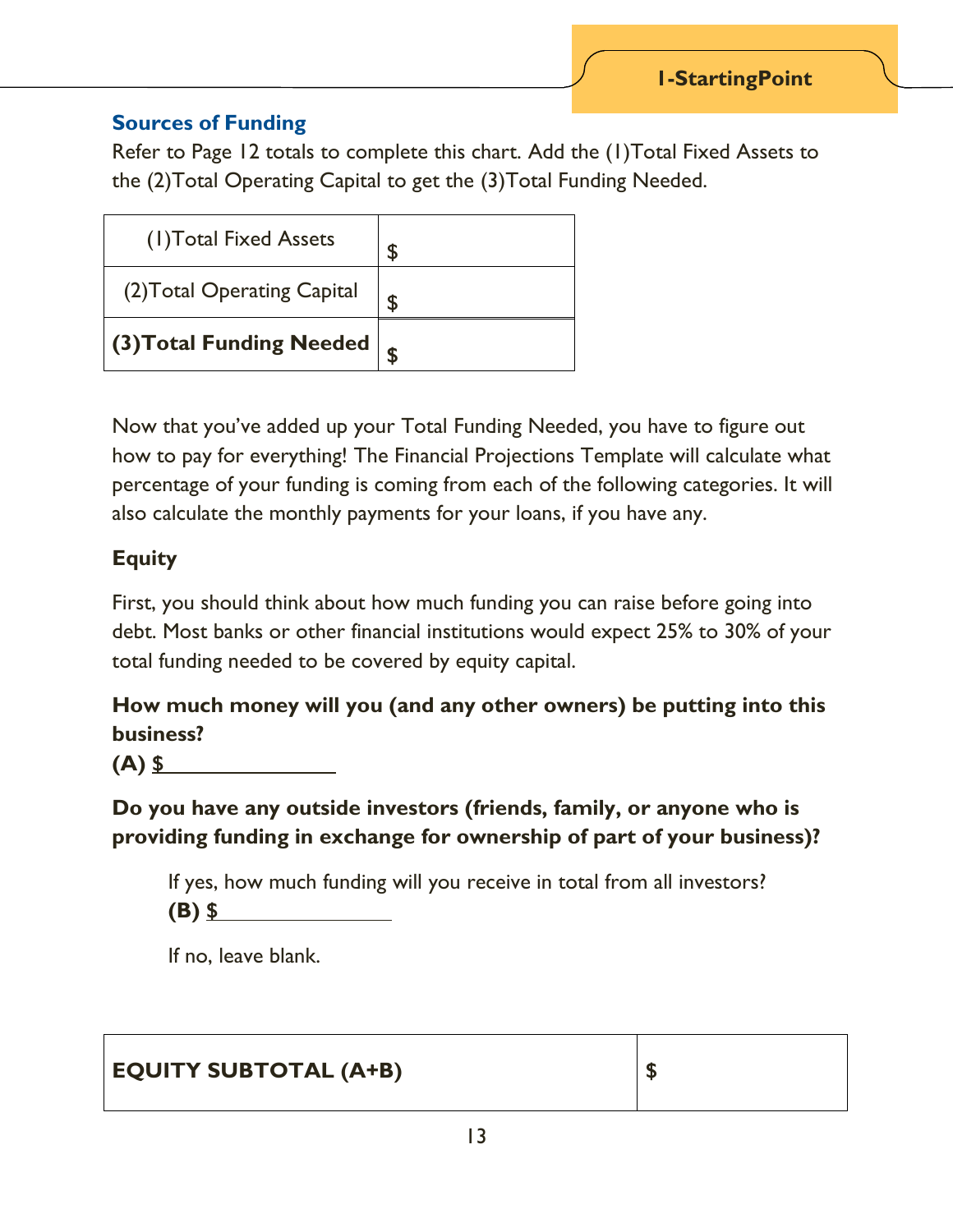## Sources of Funding

Refer to Page 12 totals to complete this chart. Add the (1)Total Fixed Assets to the (2)Total Operating Capital to get the (3)Total Funding Needed.

| | |
|---|---|
| (1)Total Fixed Assets | $ |
| (2)Total Operating Capital | $ |
| **(3)Total Funding Needed** | **$** |

Now that you've added up your Total Funding Needed, you have to figure out how to pay for everything! The Financial Projections Template will calculate what percentage of your funding is coming from each of the following categories. It will also calculate the monthly payments for your loans, if you have any.

### Equity

First, you should think about how much funding you can raise before going into debt. Most banks or other financial institutions would expect 25% to 30% of your total funding needed to be covered by equity capital.

**How much money will you (and any other owners) be putting into this business?**

**(A) $\_\_\_\_\_\_\_\_\_\_\_\_\_\_\_\_**

**Do you have any outside investors (friends, family, or anyone who is providing funding in exchange for ownership of part of your business)?**

If yes, how much funding will you receive in total from all investors?

**(B) $\_\_\_\_\_\_\_\_\_\_\_\_\_\_\_\_**

If no, leave blank.

| | |
|---|---|
| **EQUITY SUBTOTAL (A+B)** | **$** |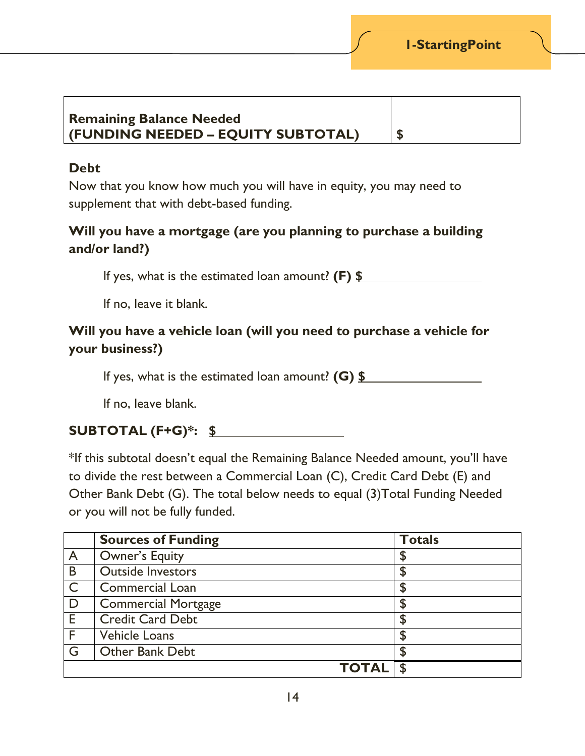| **Remaining Balance Needed (FUNDING NEEDED – EQUITY SUBTOTAL)** | **$** |
|---|---|

**Debt**

Now that you know how much you will have in equity, you may need to supplement that with debt-based funding.

**Will you have a mortgage (are you planning to purchase a building and/or land?)**

If yes, what is the estimated loan amount? **(F) $** ________________

If no, leave it blank.

**Will you have a vehicle loan (will you need to purchase a vehicle for your business?)**

If yes, what is the estimated loan amount? **(G) $** ________________

If no, leave blank.

**SUBTOTAL (F+G)*: $** ________________

*If this subtotal doesn't equal the Remaining Balance Needed amount, you'll have to divide the rest between a Commercial Loan (C), Credit Card Debt (E) and Other Bank Debt (G). The total below needs to equal (3)Total Funding Needed or you will not be fully funded.

| | **Sources of Funding** | **Totals** |
|---|---|---|
| A | Owner's Equity | $ |
| B | Outside Investors | $ |
| C | Commercial Loan | $ |
| D | Commercial Mortgage | $ |
| E | Credit Card Debt | $ |
| F | Vehicle Loans | $ |
| G | Other Bank Debt | $ |
| | **TOTAL** | $ |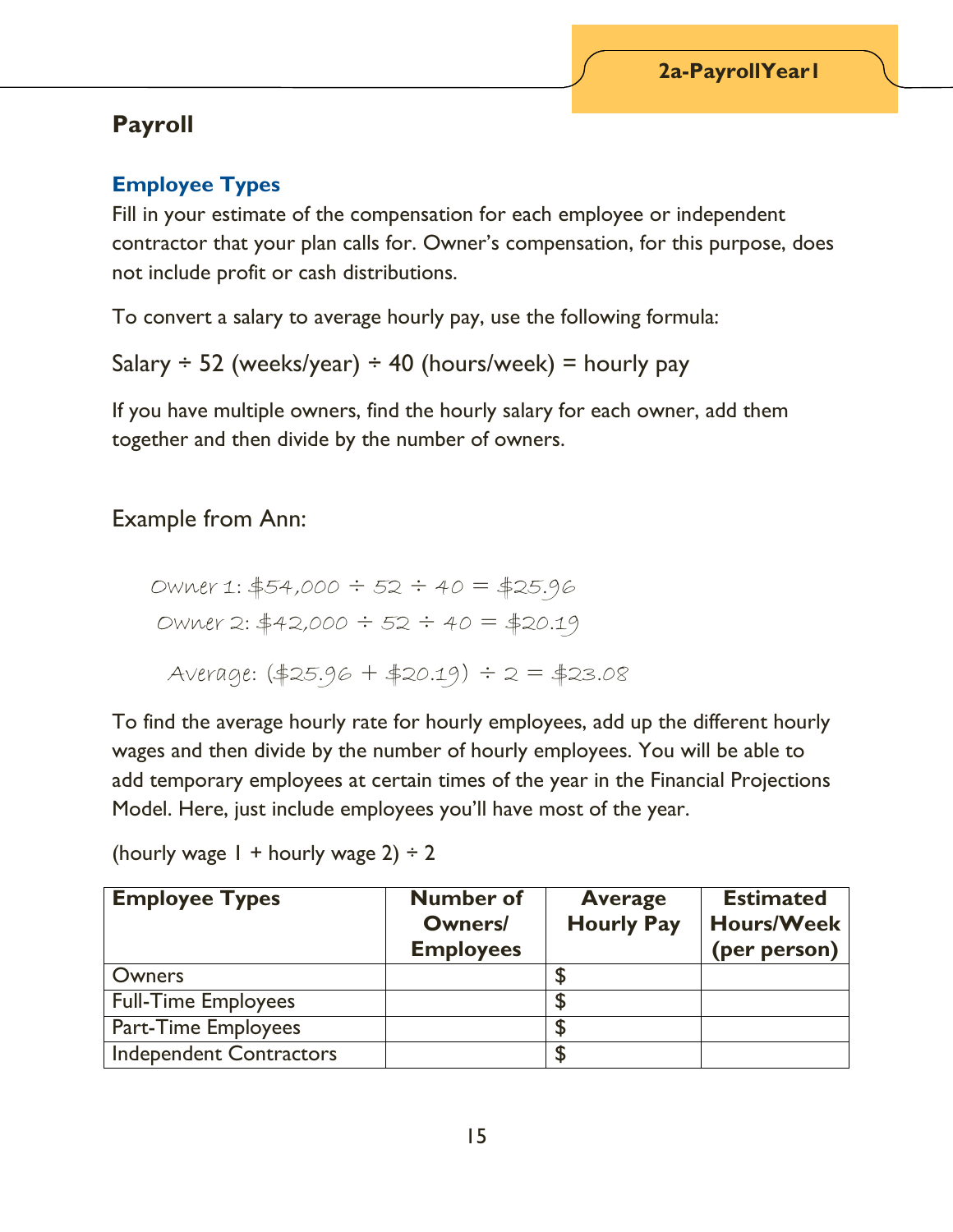## Payroll

### Employee Types

Fill in your estimate of the compensation for each employee or independent contractor that your plan calls for. Owner's compensation, for this purpose, does not include profit or cash distributions.

To convert a salary to average hourly pay, use the following formula:

Salary ÷ 52 (weeks/year) ÷ 40 (hours/week) = hourly pay

If you have multiple owners, find the hourly salary for each owner, add them together and then divide by the number of owners.

Example from Ann:

Owner 1: $54,000 ÷ 52 ÷ 40 = $25.96

Owner 2: $42,000 ÷ 52 ÷ 40 = $20.19

Average: ($25.96 + $20.19) ÷ 2 = $23.08

To find the average hourly rate for hourly employees, add up the different hourly wages and then divide by the number of hourly employees. You will be able to add temporary employees at certain times of the year in the Financial Projections Model. Here, just include employees you'll have most of the year.

(hourly wage 1 + hourly wage 2) ÷ 2

| Employee Types | Number of Owners/ Employees | Average Hourly Pay | Estimated Hours/Week (per person) |
|---|---|---|---|
| Owners | | $ | |
| Full-Time Employees | | $ | |
| Part-Time Employees | | $ | |
| Independent Contractors | | $ | |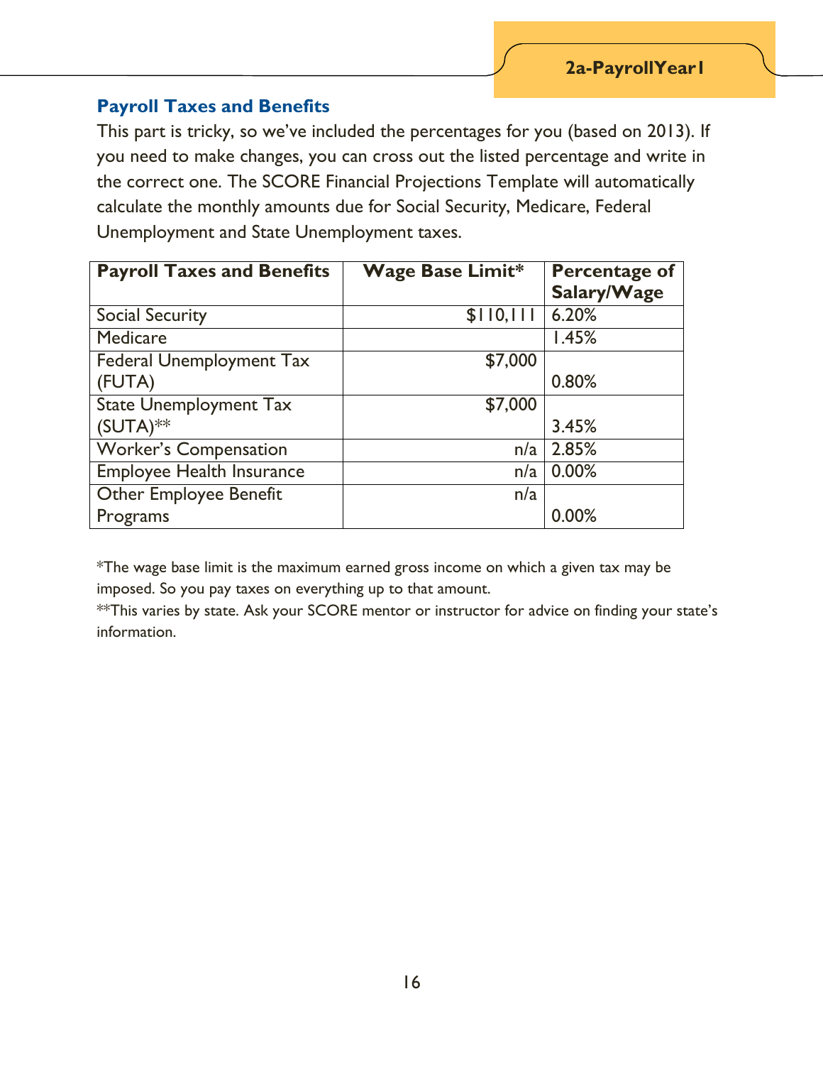## Payroll Taxes and Benefits

This part is tricky, so we've included the percentages for you (based on 2013). If you need to make changes, you can cross out the listed percentage and write in the correct one. The SCORE Financial Projections Template will automatically calculate the monthly amounts due for Social Security, Medicare, Federal Unemployment and State Unemployment taxes.

| Payroll Taxes and Benefits | Wage Base Limit* | Percentage of Salary/Wage |
|---|---:|---|
| Social Security | $110,111 | 6.20% |
| Medicare | | 1.45% |
| Federal Unemployment Tax (FUTA) | $7,000 | 0.80% |
| State Unemployment Tax (SUTA)** | $7,000 | 3.45% |
| Worker's Compensation | n/a | 2.85% |
| Employee Health Insurance | n/a | 0.00% |
| Other Employee Benefit Programs | n/a | 0.00% |

*The wage base limit is the maximum earned gross income on which a given tax may be imposed. So you pay taxes on everything up to that amount.

**This varies by state. Ask your SCORE mentor or instructor for advice on finding your state's information.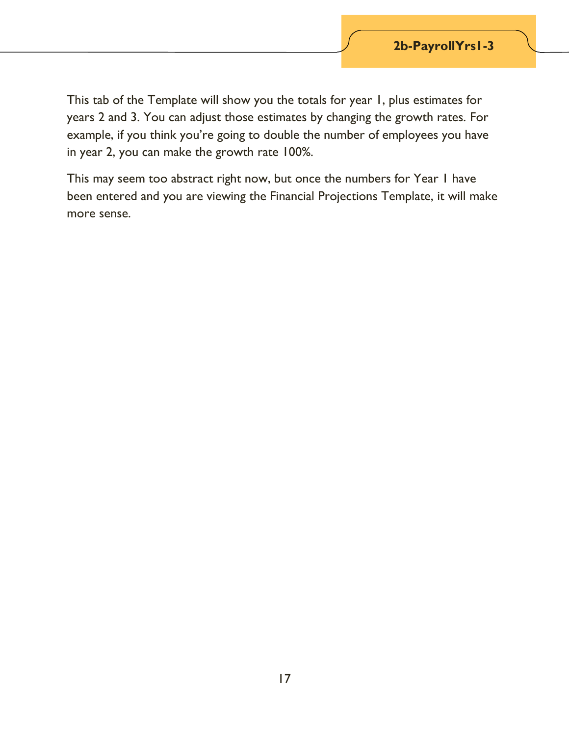## 2b-PayrollYrs1-3

This tab of the Template will show you the totals for year 1, plus estimates for years 2 and 3. You can adjust those estimates by changing the growth rates. For example, if you think you're going to double the number of employees you have in year 2, you can make the growth rate 100%.

This may seem too abstract right now, but once the numbers for Year 1 have been entered and you are viewing the Financial Projections Template, it will make more sense.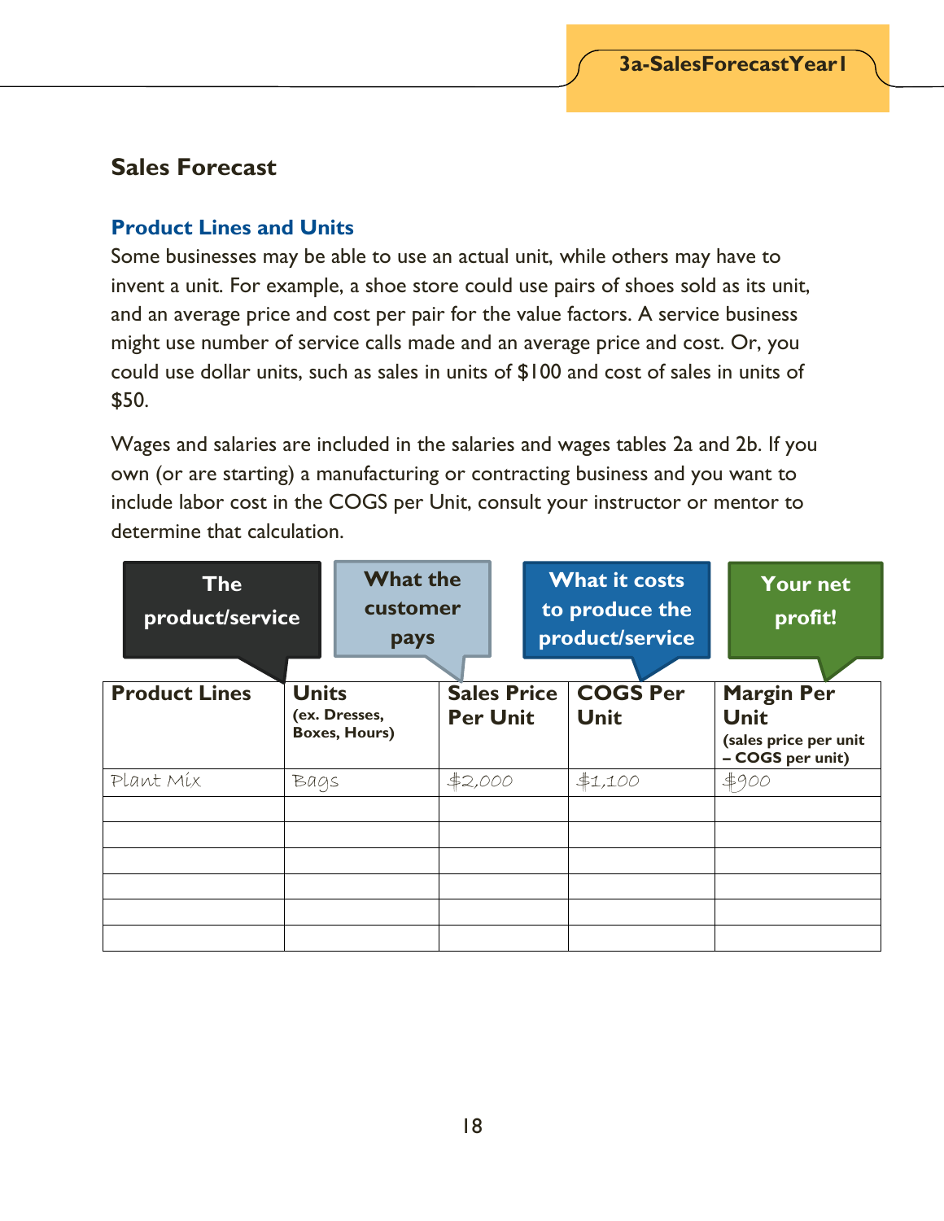## Sales Forecast

### Product Lines and Units

Some businesses may be able to use an actual unit, while others may have to invent a unit. For example, a shoe store could use pairs of shoes sold as its unit, and an average price and cost per pair for the value factors. A service business might use number of service calls made and an average price and cost. Or, you could use dollar units, such as sales in units of $100 and cost of sales in units of $50.

Wages and salaries are included in the salaries and wages tables 2a and 2b. If you own (or are starting) a manufacturing or contracting business and you want to include labor cost in the COGS per Unit, consult your instructor or mentor to determine that calculation.

| The product/service | | What the customer pays | What it costs to produce the product/service | Your net profit! |
|---|---|---|---|---|
| **Product Lines** | **Units** (ex. Dresses, Boxes, Hours) | **Sales Price Per Unit** | **COGS Per Unit** | **Margin Per Unit** (sales price per unit – COGS per unit) |
| Plant Mix | Bags | $2,000 | $1,100 | $900 |
| | | | | |
| | | | | |
| | | | | |
| | | | | |
| | | | | |
| | | | | |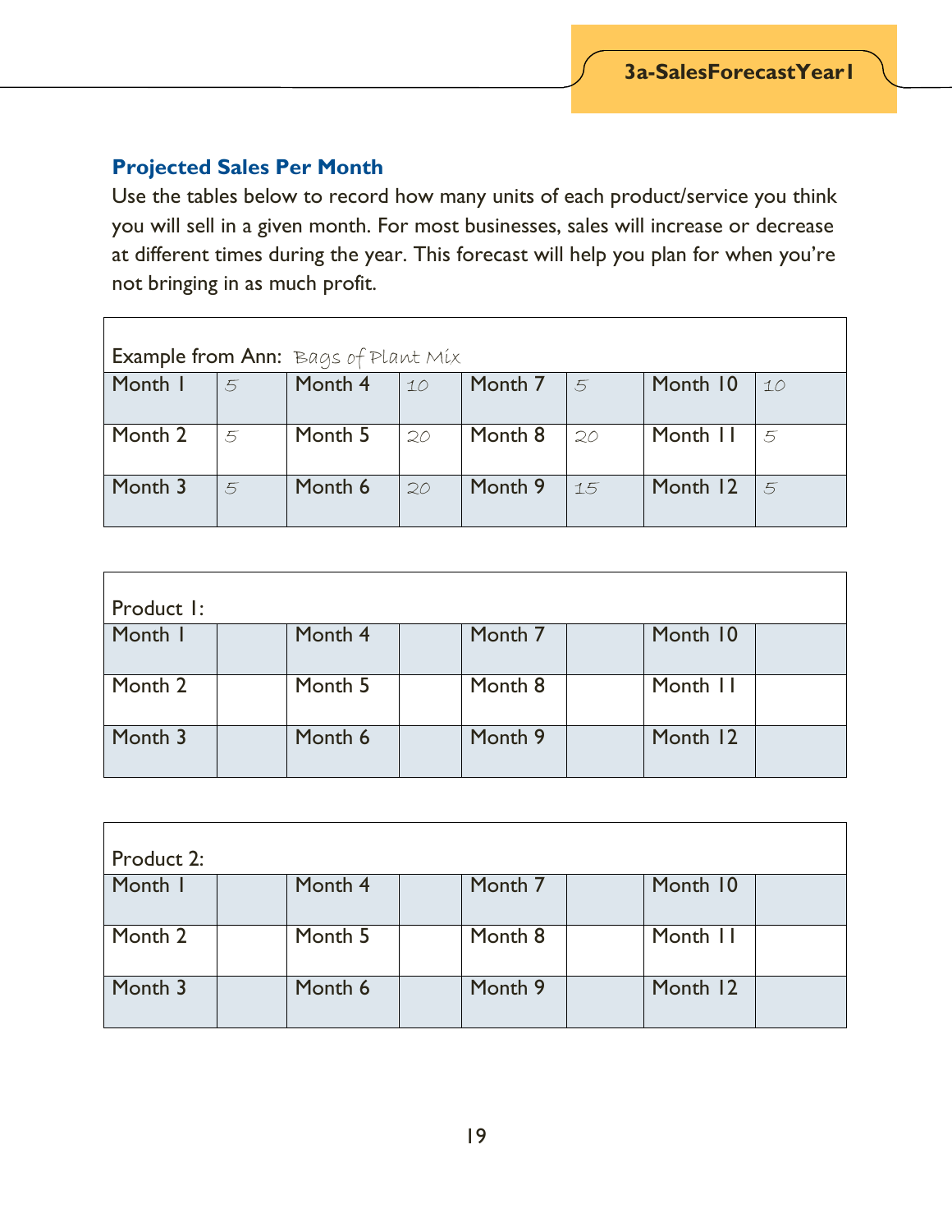## Projected Sales Per Month

Use the tables below to record how many units of each product/service you think you will sell in a given month. For most businesses, sales will increase or decrease at different times during the year. This forecast will help you plan for when you're not bringing in as much profit.

| Example from Ann: Bags of Plant Mix | | | | | | | |
|---|---|---|---|---|---|---|---|
| Month 1 | 5 | Month 4 | 10 | Month 7 | 5 | Month 10 | 10 |
| Month 2 | 5 | Month 5 | 20 | Month 8 | 20 | Month 11 | 5 |
| Month 3 | 5 | Month 6 | 20 | Month 9 | 15 | Month 12 | 5 |

| Product 1: | | | | | | | |
|---|---|---|---|---|---|---|---|
| Month 1 | | Month 4 | | Month 7 | | Month 10 | |
| Month 2 | | Month 5 | | Month 8 | | Month 11 | |
| Month 3 | | Month 6 | | Month 9 | | Month 12 | |

| Product 2: | | | | | | | |
|---|---|---|---|---|---|---|---|
| Month 1 | | Month 4 | | Month 7 | | Month 10 | |
| Month 2 | | Month 5 | | Month 8 | | Month 11 | |
| Month 3 | | Month 6 | | Month 9 | | Month 12 | |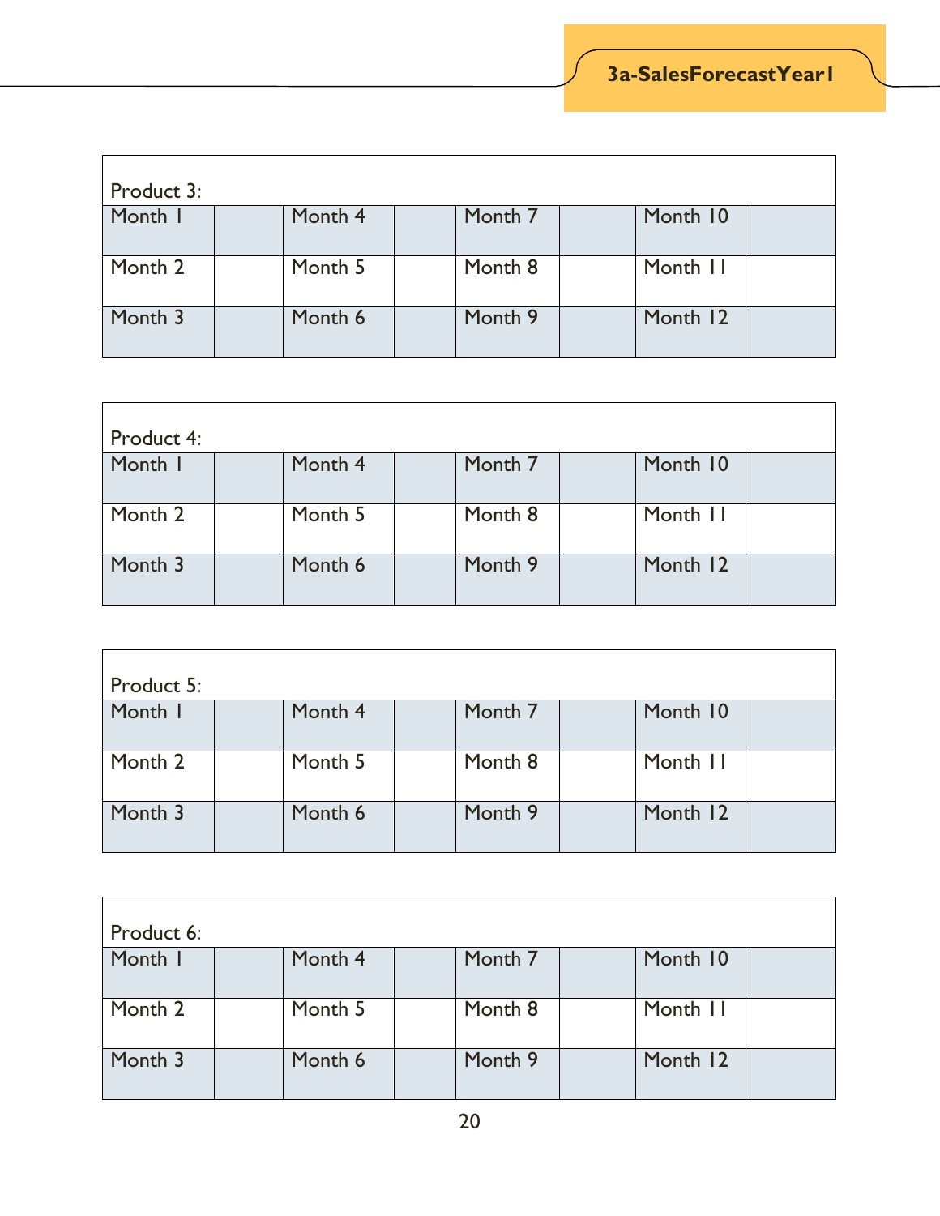| Product 3: | | | | | | | |
|---|---|---|---|---|---|---|---|
| Month 1 | | Month 4 | | Month 7 | | Month 10 | |
| Month 2 | | Month 5 | | Month 8 | | Month 11 | |
| Month 3 | | Month 6 | | Month 9 | | Month 12 | |

| Product 4: | | | | | | | |
|---|---|---|---|---|---|---|---|
| Month 1 | | Month 4 | | Month 7 | | Month 10 | |
| Month 2 | | Month 5 | | Month 8 | | Month 11 | |
| Month 3 | | Month 6 | | Month 9 | | Month 12 | |

| Product 5: | | | | | | | |
|---|---|---|---|---|---|---|---|
| Month 1 | | Month 4 | | Month 7 | | Month 10 | |
| Month 2 | | Month 5 | | Month 8 | | Month 11 | |
| Month 3 | | Month 6 | | Month 9 | | Month 12 | |

| Product 6: | | | | | | | |
|---|---|---|---|---|---|---|---|
| Month 1 | | Month 4 | | Month 7 | | Month 10 | |
| Month 2 | | Month 5 | | Month 8 | | Month 11 | |
| Month 3 | | Month 6 | | Month 9 | | Month 12 | |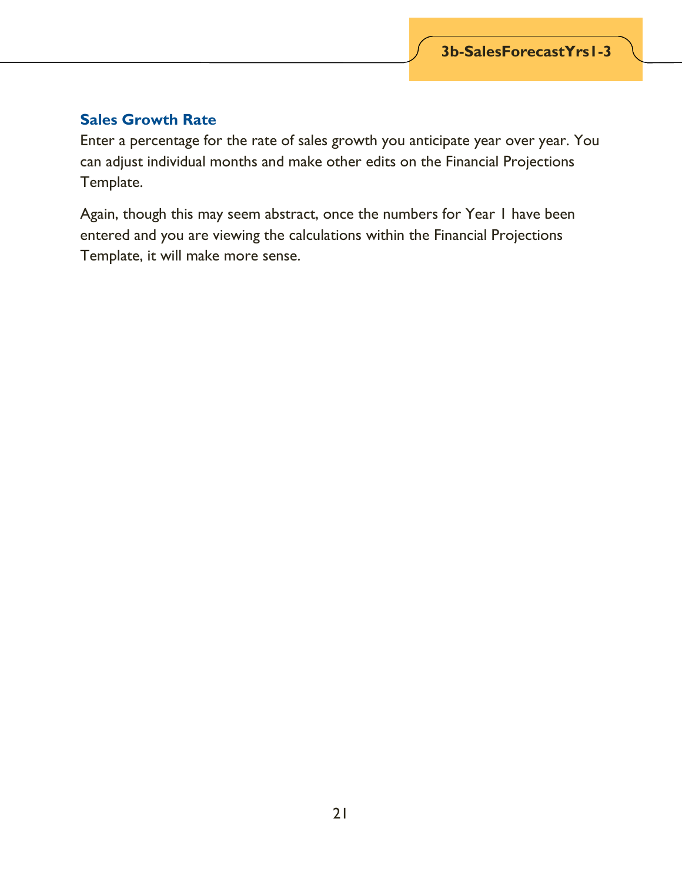## Sales Growth Rate

Enter a percentage for the rate of sales growth you anticipate year over year. You can adjust individual months and make other edits on the Financial Projections Template.

Again, though this may seem abstract, once the numbers for Year 1 have been entered and you are viewing the calculations within the Financial Projections Template, it will make more sense.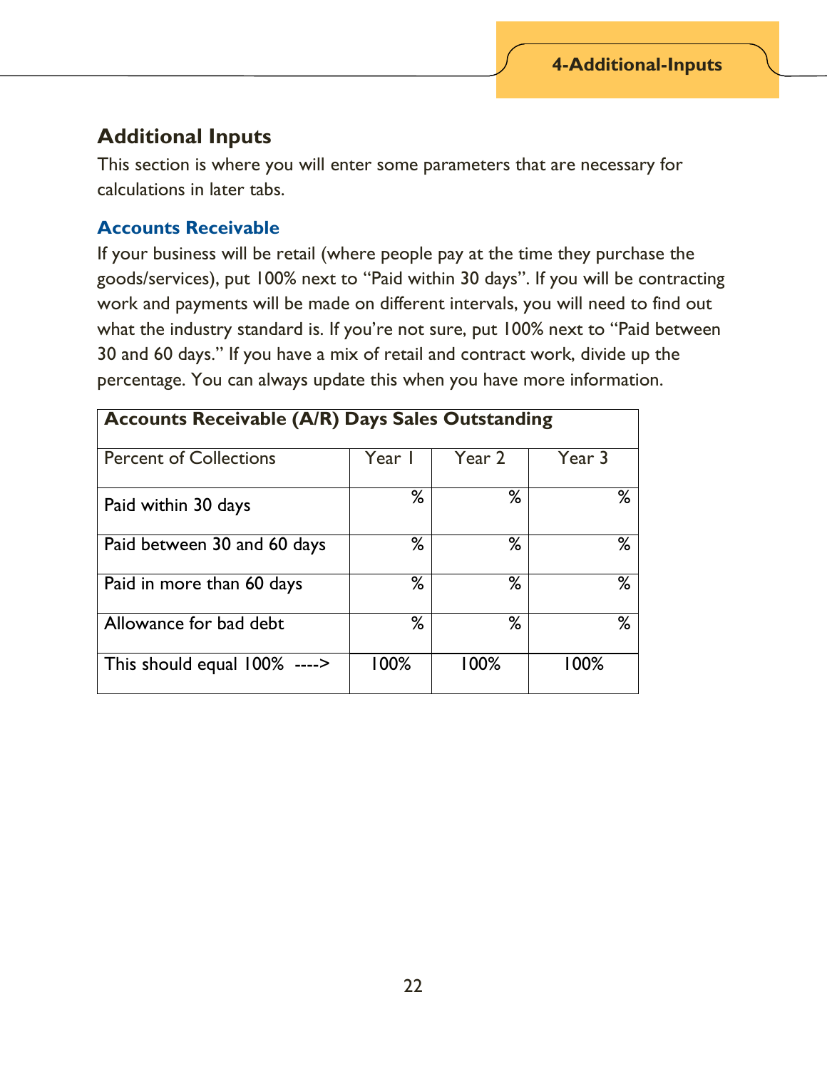## Additional Inputs

This section is where you will enter some parameters that are necessary for calculations in later tabs.

### Accounts Receivable

If your business will be retail (where people pay at the time they purchase the goods/services), put 100% next to "Paid within 30 days". If you will be contracting work and payments will be made on different intervals, you will need to find out what the industry standard is. If you're not sure, put 100% next to "Paid between 30 and 60 days." If you have a mix of retail and contract work, divide up the percentage. You can always update this when you have more information.

| **Accounts Receivable (A/R) Days Sales Outstanding** | | | |
|---|---|---|---|
| Percent of Collections | Year 1 | Year 2 | Year 3 |
| Paid within 30 days | % | % | % |
| Paid between 30 and 60 days | % | % | % |
| Paid in more than 60 days | % | % | % |
| Allowance for bad debt | % | % | % |
| This should equal 100% ----> | 100% | 100% | 100% |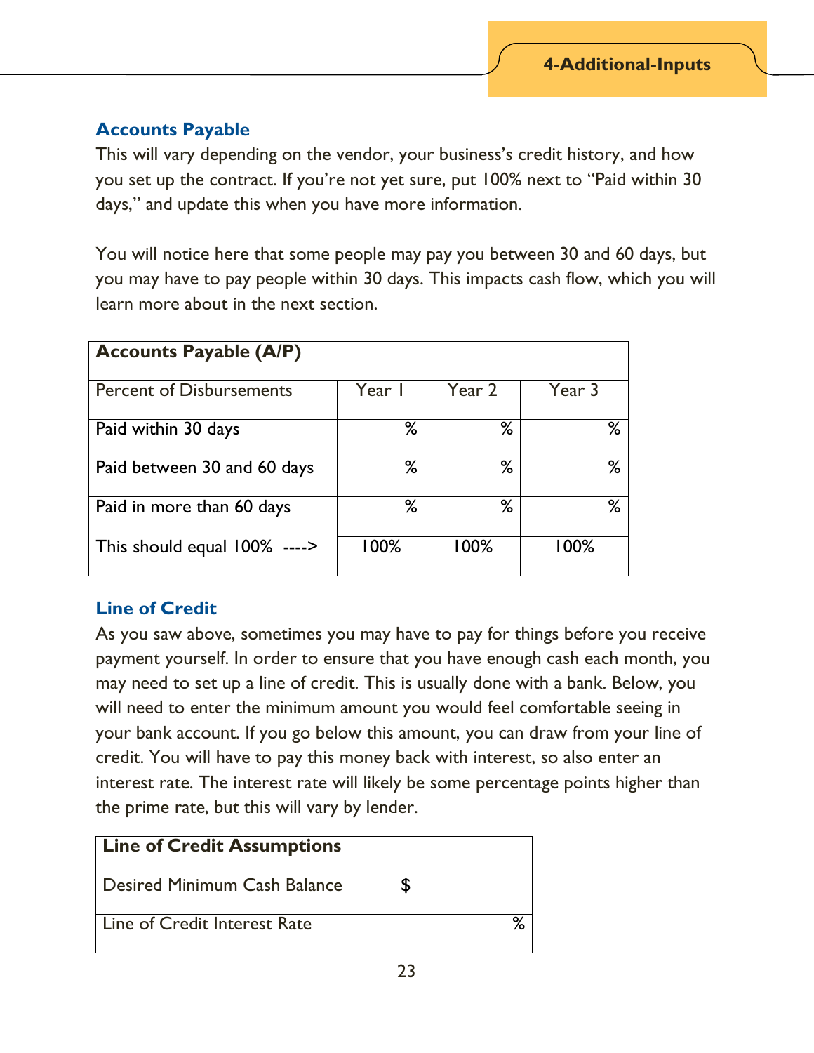## Accounts Payable

This will vary depending on the vendor, your business's credit history, and how you set up the contract. If you're not yet sure, put 100% next to "Paid within 30 days," and update this when you have more information.

You will notice here that some people may pay you between 30 and 60 days, but you may have to pay people within 30 days. This impacts cash flow, which you will learn more about in the next section.

| **Accounts Payable (A/P)** | | | |
|---|---|---|---|
| Percent of Disbursements | Year 1 | Year 2 | Year 3 |
| Paid within 30 days | % | % | % |
| Paid between 30 and 60 days | % | % | % |
| Paid in more than 60 days | % | % | % |
| This should equal 100% ----> | 100% | 100% | 100% |

## Line of Credit

As you saw above, sometimes you may have to pay for things before you receive payment yourself. In order to ensure that you have enough cash each month, you may need to set up a line of credit. This is usually done with a bank. Below, you will need to enter the minimum amount you would feel comfortable seeing in your bank account. If you go below this amount, you can draw from your line of credit. You will have to pay this money back with interest, so also enter an interest rate. The interest rate will likely be some percentage points higher than the prime rate, but this will vary by lender.

| **Line of Credit Assumptions** | |
|---|---|
| Desired Minimum Cash Balance | $ |
| Line of Credit Interest Rate | % |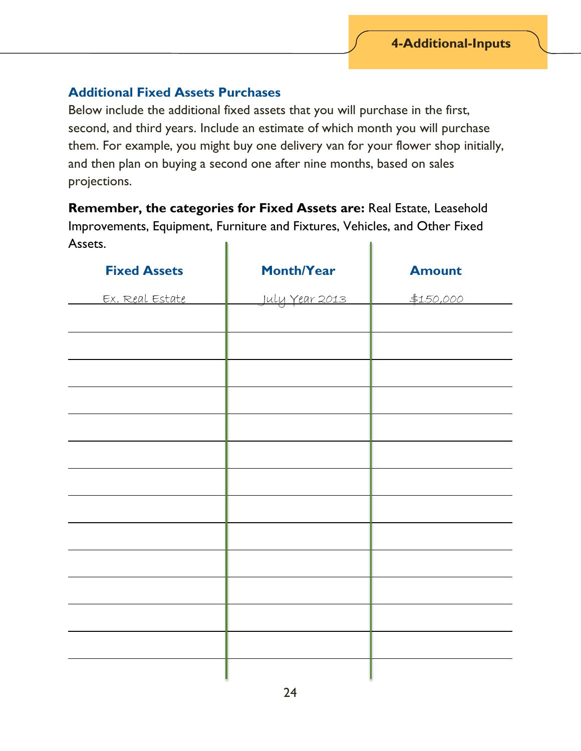## Additional Fixed Assets Purchases

Below include the additional fixed assets that you will purchase in the first, second, and third years. Include an estimate of which month you will purchase them. For example, you might buy one delivery van for your flower shop initially, and then plan on buying a second one after nine months, based on sales projections.

**Remember, the categories for Fixed Assets are:** Real Estate, Leasehold Improvements, Equipment, Furniture and Fixtures, Vehicles, and Other Fixed Assets.

| Fixed Assets | Month/Year | Amount |
|---|---|---|
| Ex. Real Estate | July Year 2013 | $150,000 |
| | | |
| | | |
| | | |
| | | |
| | | |
| | | |
| | | |
| | | |
| | | |
| | | |
| | | |
| | | |
| | | |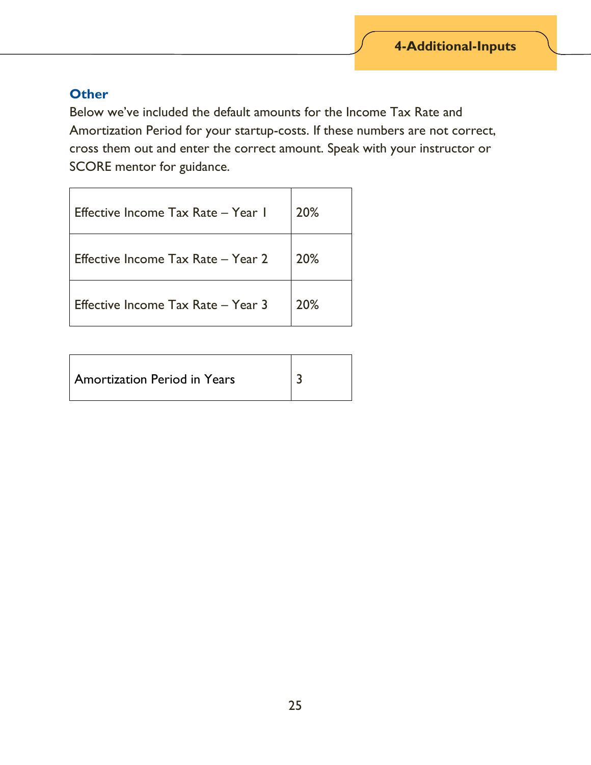## Other

Below we've included the default amounts for the Income Tax Rate and Amortization Period for your startup-costs. If these numbers are not correct, cross them out and enter the correct amount. Speak with your instructor or SCORE mentor for guidance.

| | |
|---|---|
| Effective Income Tax Rate – Year 1 | 20% |
| Effective Income Tax Rate – Year 2 | 20% |
| Effective Income Tax Rate – Year 3 | 20% |

| | |
|---|---|
| Amortization Period in Years | 3 |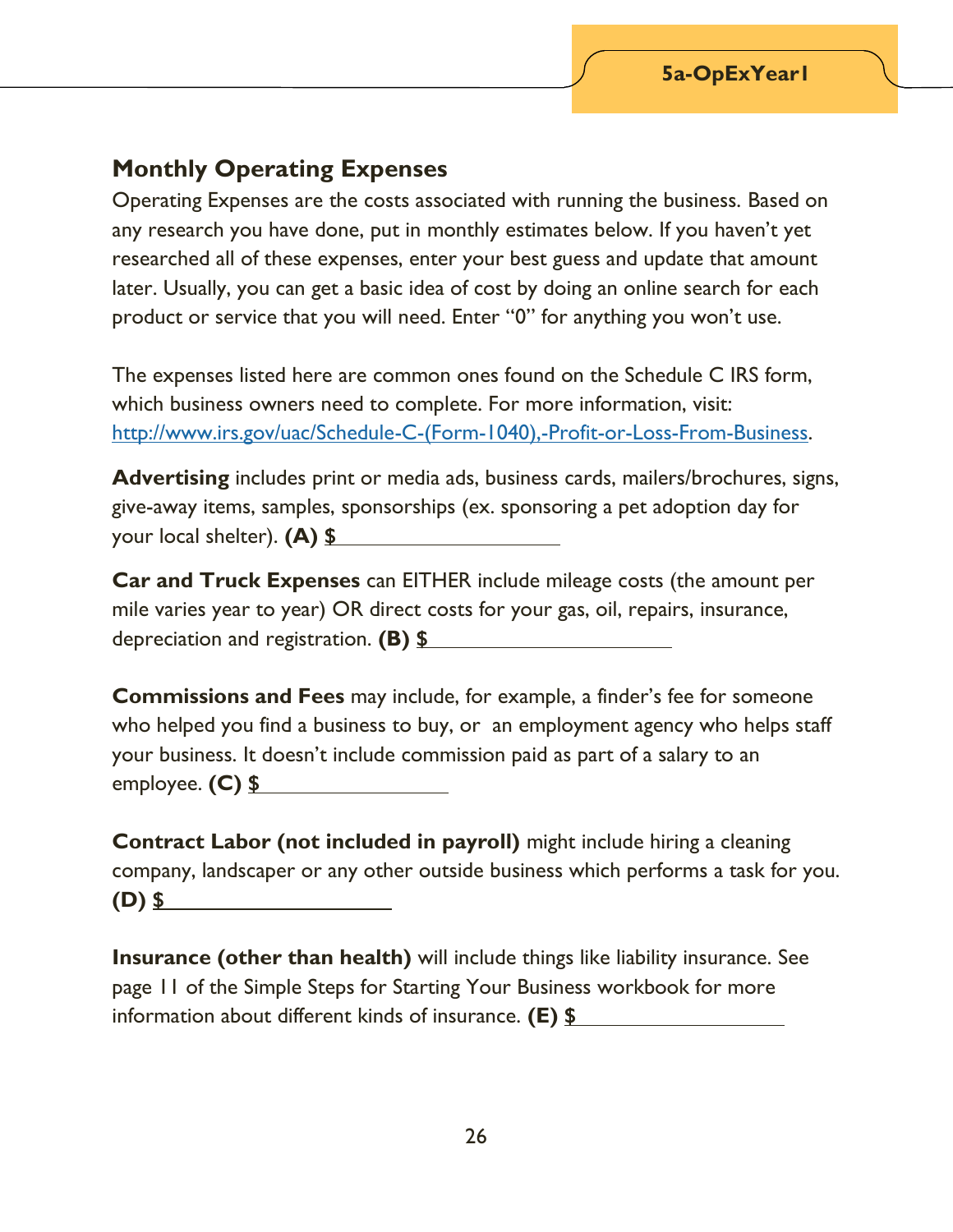## Monthly Operating Expenses

Operating Expenses are the costs associated with running the business. Based on any research you have done, put in monthly estimates below. If you haven't yet researched all of these expenses, enter your best guess and update that amount later. Usually, you can get a basic idea of cost by doing an online search for each product or service that you will need. Enter "0" for anything you won't use.

The expenses listed here are common ones found on the Schedule C IRS form, which business owners need to complete. For more information, visit: [http://www.irs.gov/uac/Schedule-C-(Form-1040),-Profit-or-Loss-From-Business](http://www.irs.gov/uac/Schedule-C-(Form-1040),-Profit-or-Loss-From-Business).

**Advertising** includes print or media ads, business cards, mailers/brochures, signs, give-away items, samples, sponsorships (ex. sponsoring a pet adoption day for your local shelter). **(A) $**\_\_\_\_\_\_\_\_\_\_\_\_\_\_\_\_\_\_\_\_

**Car and Truck Expenses** can EITHER include mileage costs (the amount per mile varies year to year) OR direct costs for your gas, oil, repairs, insurance, depreciation and registration. **(B) $**\_\_\_\_\_\_\_\_\_\_\_\_\_\_\_\_\_\_\_\_

**Commissions and Fees** may include, for example, a finder's fee for someone who helped you find a business to buy, or an employment agency who helps staff your business. It doesn't include commission paid as part of a salary to an employee. **(C) $**\_\_\_\_\_\_\_\_\_\_\_\_\_\_\_\_\_\_\_\_

**Contract Labor (not included in payroll)** might include hiring a cleaning company, landscaper or any other outside business which performs a task for you. **(D) $**\_\_\_\_\_\_\_\_\_\_\_\_\_\_\_\_\_\_\_\_

**Insurance (other than health)** will include things like liability insurance. See page 11 of the Simple Steps for Starting Your Business workbook for more information about different kinds of insurance. **(E) $**\_\_\_\_\_\_\_\_\_\_\_\_\_\_\_\_\_\_\_\_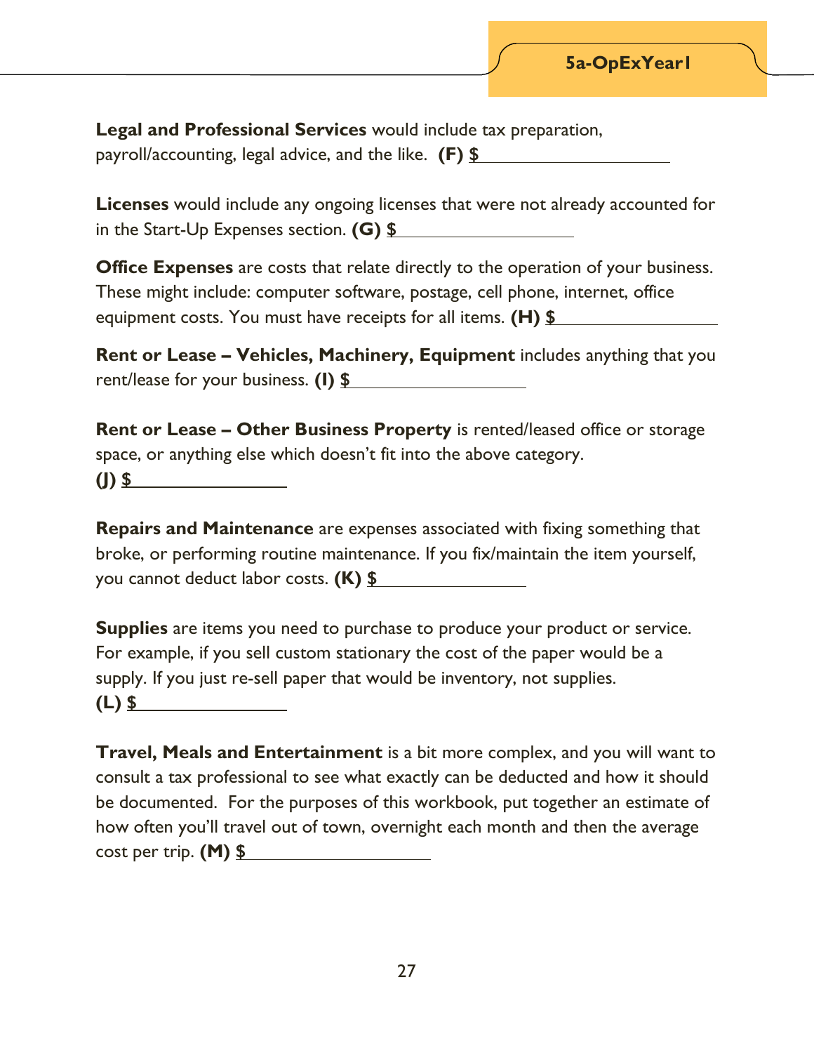**Legal and Professional Services** would include tax preparation, payroll/accounting, legal advice, and the like. **(F) $** ____________________

**Licenses** would include any ongoing licenses that were not already accounted for in the Start-Up Expenses section. **(G) $** ____________________

**Office Expenses** are costs that relate directly to the operation of your business. These might include: computer software, postage, cell phone, internet, office equipment costs. You must have receipts for all items. **(H) $** ____________________

**Rent or Lease – Vehicles, Machinery, Equipment** includes anything that you rent/lease for your business. **(I) $** ____________________

**Rent or Lease – Other Business Property** is rented/leased office or storage space, or anything else which doesn't fit into the above category. **(J) $** ____________________

**Repairs and Maintenance** are expenses associated with fixing something that broke, or performing routine maintenance. If you fix/maintain the item yourself, you cannot deduct labor costs. **(K) $** ____________________

**Supplies** are items you need to purchase to produce your product or service. For example, if you sell custom stationary the cost of the paper would be a supply. If you just re-sell paper that would be inventory, not supplies. **(L) $** ____________________

**Travel, Meals and Entertainment** is a bit more complex, and you will want to consult a tax professional to see what exactly can be deducted and how it should be documented. For the purposes of this workbook, put together an estimate of how often you'll travel out of town, overnight each month and then the average cost per trip. **(M) $** ____________________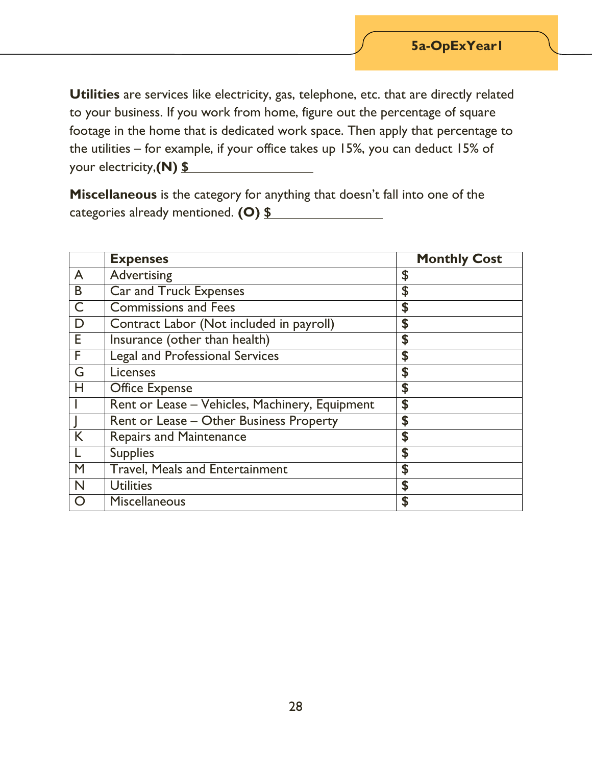**Utilities** are services like electricity, gas, telephone, etc. that are directly related to your business. If you work from home, figure out the percentage of square footage in the home that is dedicated work space. Then apply that percentage to the utilities – for example, if your office takes up 15%, you can deduct 15% of your electricity,**(N) $** ________________

**Miscellaneous** is the category for anything that doesn't fall into one of the categories already mentioned. **(O) $** ________________

| | **Expenses** | **Monthly Cost** |
|---|---|---|
| A | Advertising | $ |
| B | Car and Truck Expenses | $ |
| C | Commissions and Fees | **$** |
| D | Contract Labor (Not included in payroll) | **$** |
| E | Insurance (other than health) | **$** |
| F | Legal and Professional Services | **$** |
| G | Licenses | **$** |
| H | Office Expense | **$** |
| I | Rent or Lease – Vehicles, Machinery, Equipment | **$** |
| J | Rent or Lease – Other Business Property | **$** |
| K | Repairs and Maintenance | **$** |
| L | Supplies | **$** |
| M | Travel, Meals and Entertainment | **$** |
| N | Utilities | **$** |
| O | Miscellaneous | **$** |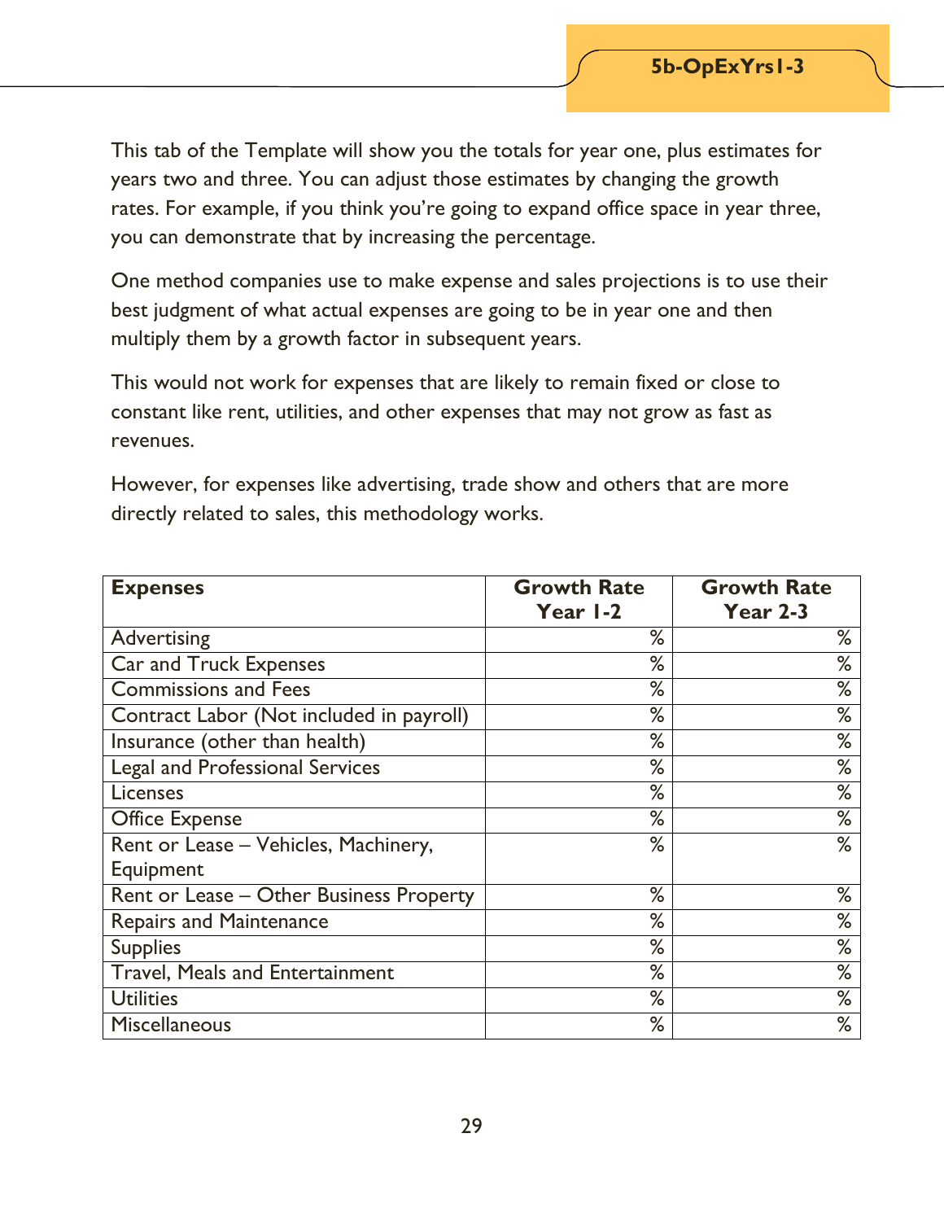## 5b-OpExYrs1-3

This tab of the Template will show you the totals for year one, plus estimates for years two and three. You can adjust those estimates by changing the growth rates. For example, if you think you're going to expand office space in year three, you can demonstrate that by increasing the percentage.

One method companies use to make expense and sales projections is to use their best judgment of what actual expenses are going to be in year one and then multiply them by a growth factor in subsequent years.

This would not work for expenses that are likely to remain fixed or close to constant like rent, utilities, and other expenses that may not grow as fast as revenues.

However, for expenses like advertising, trade show and others that are more directly related to sales, this methodology works.

| Expenses | Growth Rate Year 1-2 | Growth Rate Year 2-3 |
|---|---|---|
| Advertising | % | % |
| Car and Truck Expenses | % | % |
| Commissions and Fees | % | % |
| Contract Labor (Not included in payroll) | % | % |
| Insurance (other than health) | % | % |
| Legal and Professional Services | % | % |
| Licenses | % | % |
| Office Expense | % | % |
| Rent or Lease – Vehicles, Machinery, Equipment | % | % |
| Rent or Lease – Other Business Property | % | % |
| Repairs and Maintenance | % | % |
| Supplies | % | % |
| Travel, Meals and Entertainment | % | % |
| Utilities | % | % |
| Miscellaneous | % | % |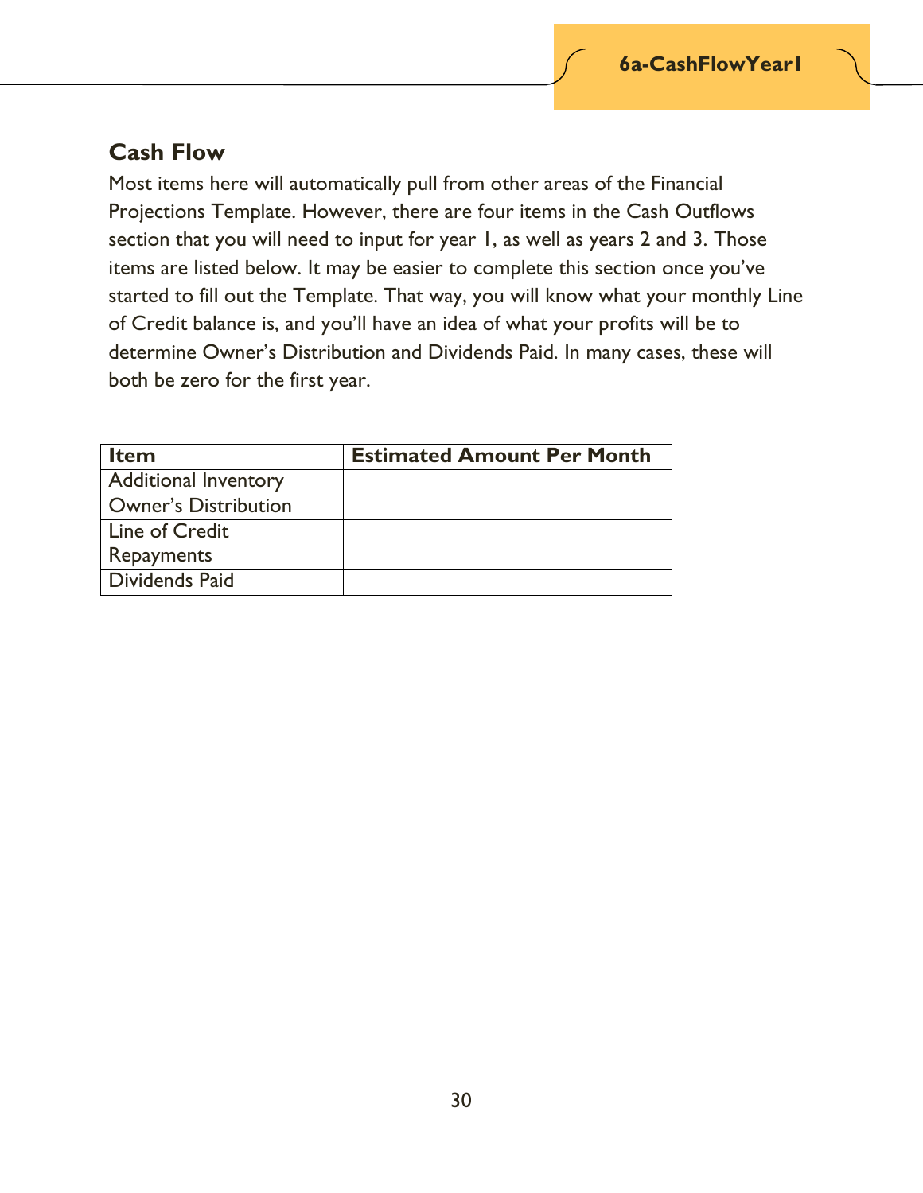## Cash Flow

Most items here will automatically pull from other areas of the Financial Projections Template. However, there are four items in the Cash Outflows section that you will need to input for year 1, as well as years 2 and 3. Those items are listed below. It may be easier to complete this section once you've started to fill out the Template. That way, you will know what your monthly Line of Credit balance is, and you'll have an idea of what your profits will be to determine Owner's Distribution and Dividends Paid. In many cases, these will both be zero for the first year.

| Item | Estimated Amount Per Month |
|---|---|
| Additional Inventory | |
| Owner's Distribution | |
| Line of Credit Repayments | |
| Dividends Paid | |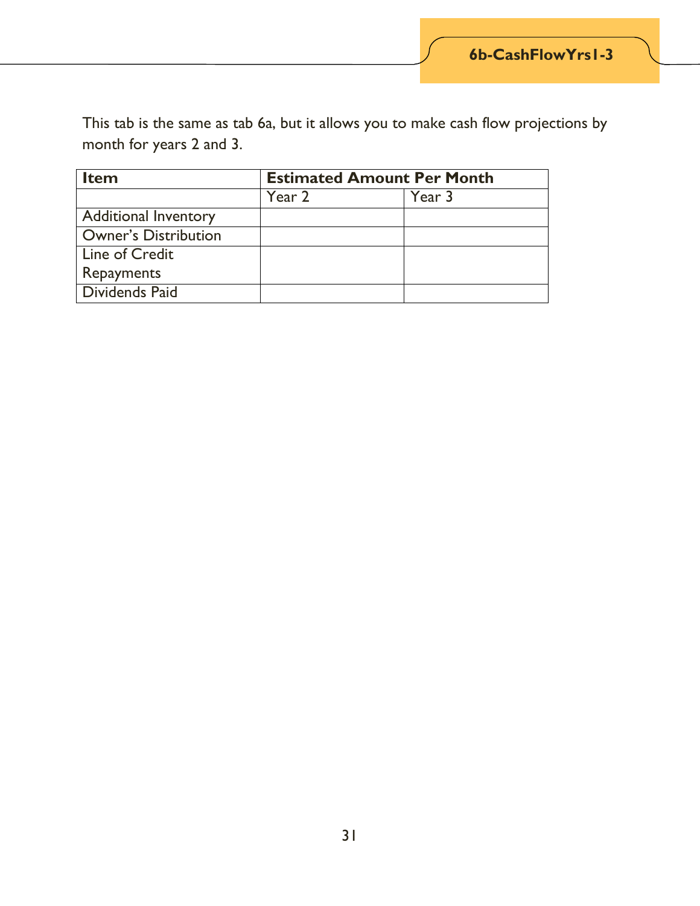## 6b-CashFlowYrs1-3

This tab is the same as tab 6a, but it allows you to make cash flow projections by month for years 2 and 3.

| Item | Estimated Amount Per Month | |
|---|---|---|
| | Year 2 | Year 3 |
| Additional Inventory | | |
| Owner's Distribution | | |
| Line of Credit Repayments | | |
| Dividends Paid | | |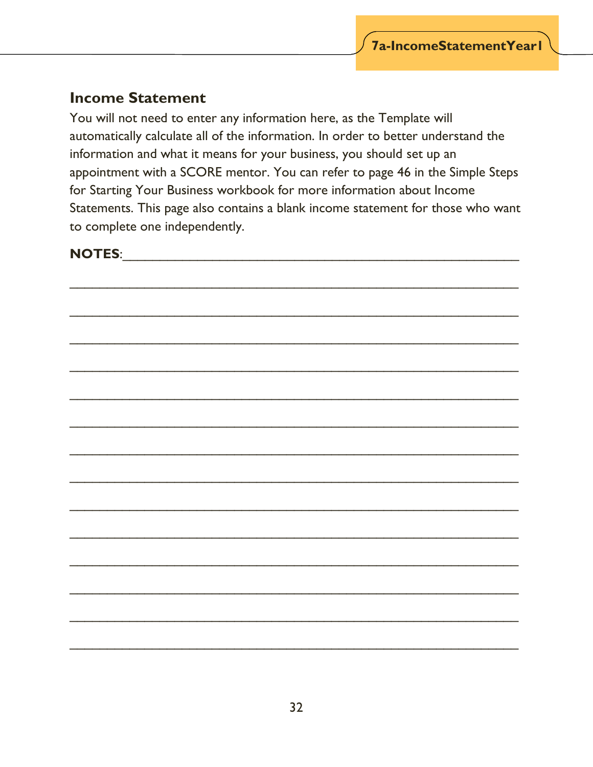## Income Statement

You will not need to enter any information here, as the Template will automatically calculate all of the information. In order to better understand the information and what it means for your business, you should set up an appointment with a SCORE mentor. You can refer to page 46 in the Simple Steps for Starting Your Business workbook for more information about Income Statements. This page also contains a blank income statement for those who want to complete one independently.

**NOTES**:_____________________________________________________

_____________________________________________________________

_____________________________________________________________

_____________________________________________________________

_____________________________________________________________

_____________________________________________________________

_____________________________________________________________

_____________________________________________________________

_____________________________________________________________

_____________________________________________________________

_____________________________________________________________

_____________________________________________________________

_____________________________________________________________

_____________________________________________________________

_____________________________________________________________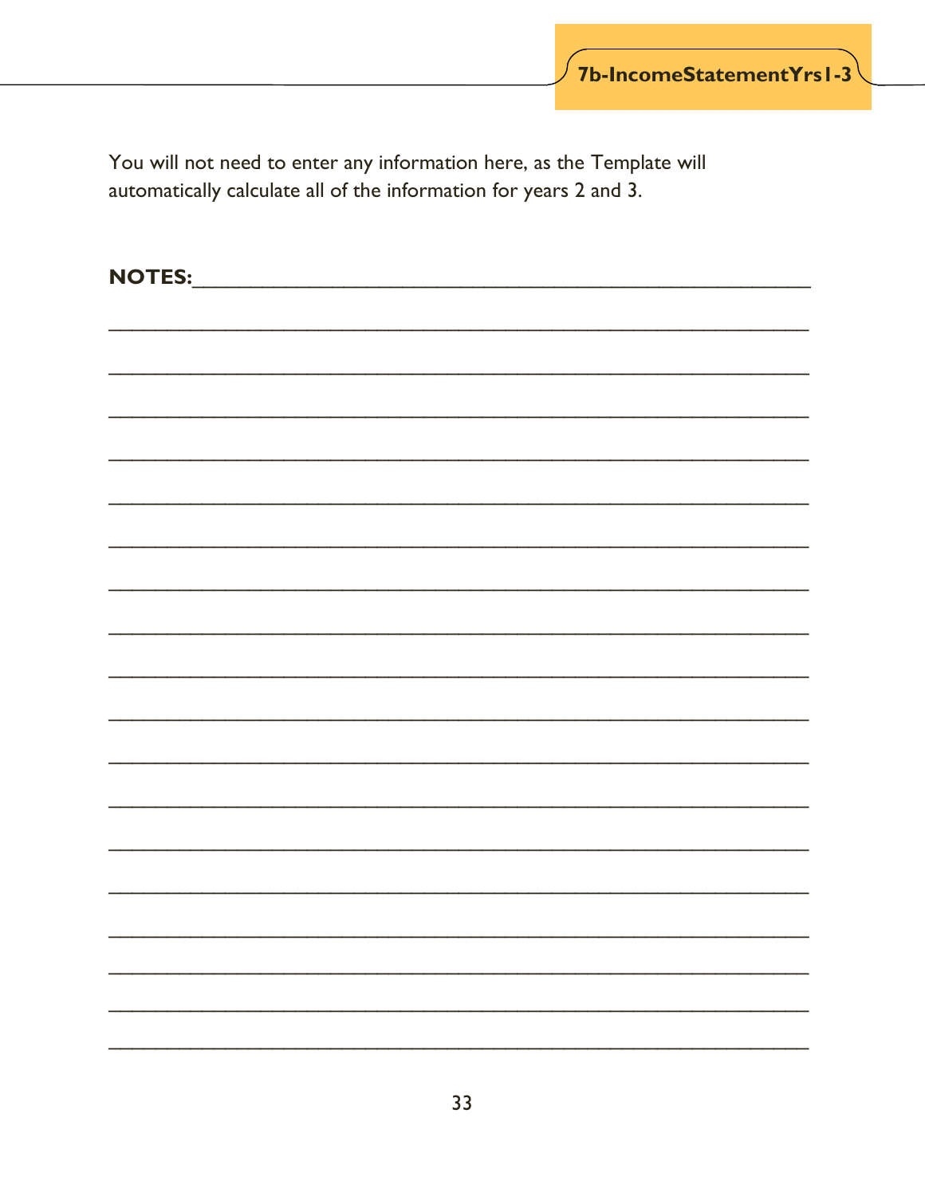## 7b-IncomeStatementYrs1-3

You will not need to enter any information here, as the Template will automatically calculate all of the information for years 2 and 3.

**NOTES:**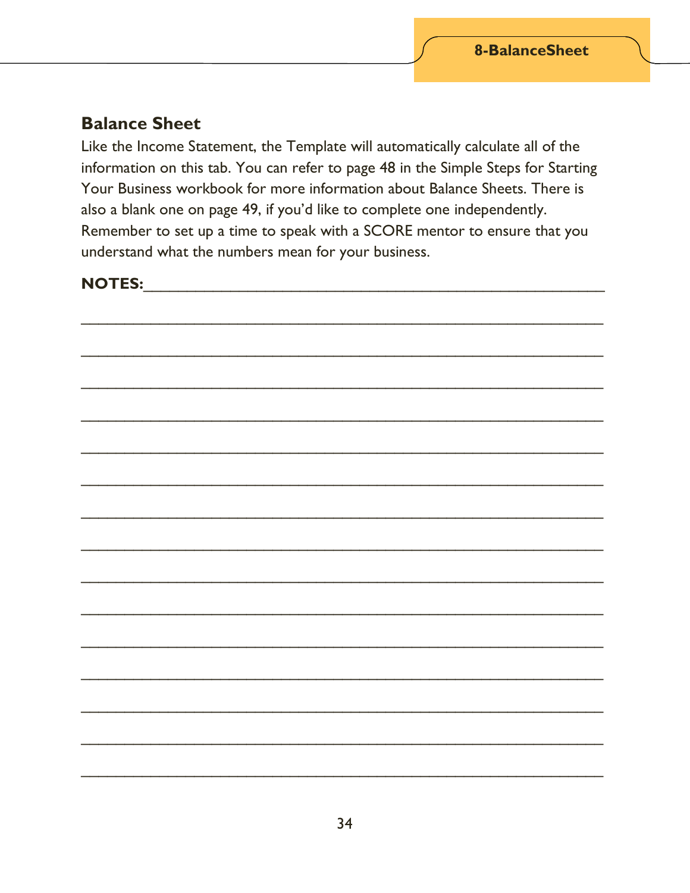## Balance Sheet

Like the Income Statement, the Template will automatically calculate all of the information on this tab. You can refer to page 48 in the Simple Steps for Starting Your Business workbook for more information about Balance Sheets. There is also a blank one on page 49, if you'd like to complete one independently. Remember to set up a time to speak with a SCORE mentor to ensure that you understand what the numbers mean for your business.

**NOTES:**______________________________________________________

_____________________________________________________________

_____________________________________________________________

_____________________________________________________________

_____________________________________________________________

_____________________________________________________________

_____________________________________________________________

_____________________________________________________________

_____________________________________________________________

_____________________________________________________________

_____________________________________________________________

_____________________________________________________________

_____________________________________________________________

_____________________________________________________________

_____________________________________________________________

_____________________________________________________________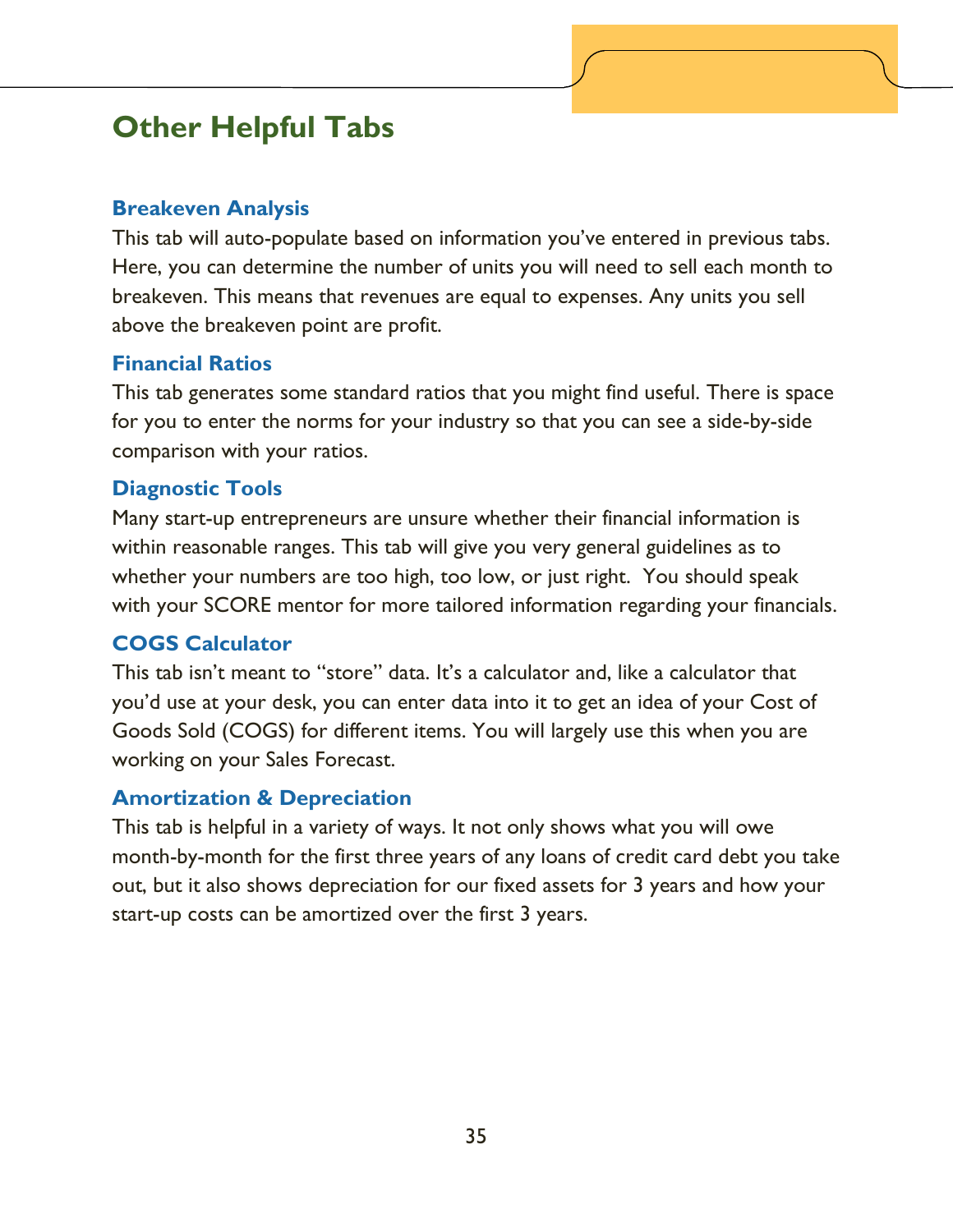## Other Helpful Tabs

### Breakeven Analysis

This tab will auto-populate based on information you've entered in previous tabs. Here, you can determine the number of units you will need to sell each month to breakeven. This means that revenues are equal to expenses. Any units you sell above the breakeven point are profit.

### Financial Ratios

This tab generates some standard ratios that you might find useful. There is space for you to enter the norms for your industry so that you can see a side-by-side comparison with your ratios.

### Diagnostic Tools

Many start-up entrepreneurs are unsure whether their financial information is within reasonable ranges. This tab will give you very general guidelines as to whether your numbers are too high, too low, or just right. You should speak with your SCORE mentor for more tailored information regarding your financials.

### COGS Calculator

This tab isn't meant to "store" data. It's a calculator and, like a calculator that you'd use at your desk, you can enter data into it to get an idea of your Cost of Goods Sold (COGS) for different items. You will largely use this when you are working on your Sales Forecast.

### Amortization & Depreciation

This tab is helpful in a variety of ways. It not only shows what you will owe month-by-month for the first three years of any loans of credit card debt you take out, but it also shows depreciation for our fixed assets for 3 years and how your start-up costs can be amortized over the first 3 years.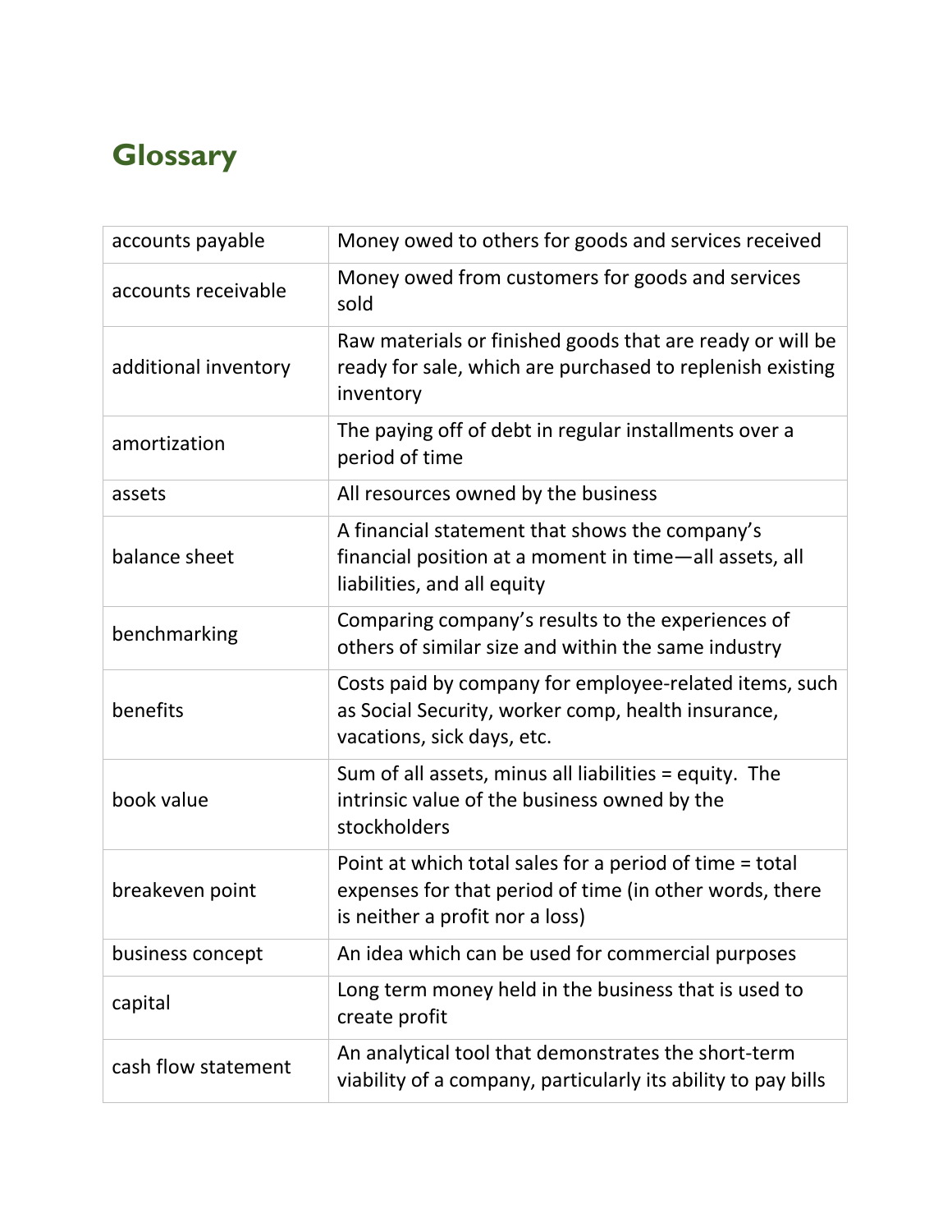# Glossary

| | |
|---|---|
| accounts payable | Money owed to others for goods and services received |
| accounts receivable | Money owed from customers for goods and services sold |
| additional inventory | Raw materials or finished goods that are ready or will be ready for sale, which are purchased to replenish existing inventory |
| amortization | The paying off of debt in regular installments over a period of time |
| assets | All resources owned by the business |
| balance sheet | A financial statement that shows the company's financial position at a moment in time—all assets, all liabilities, and all equity |
| benchmarking | Comparing company's results to the experiences of others of similar size and within the same industry |
| benefits | Costs paid by company for employee-related items, such as Social Security, worker comp, health insurance, vacations, sick days, etc. |
| book value | Sum of all assets, minus all liabilities = equity. The intrinsic value of the business owned by the stockholders |
| breakeven point | Point at which total sales for a period of time = total expenses for that period of time (in other words, there is neither a profit nor a loss) |
| business concept | An idea which can be used for commercial purposes |
| capital | Long term money held in the business that is used to create profit |
| cash flow statement | An analytical tool that demonstrates the short-term viability of a company, particularly its ability to pay bills |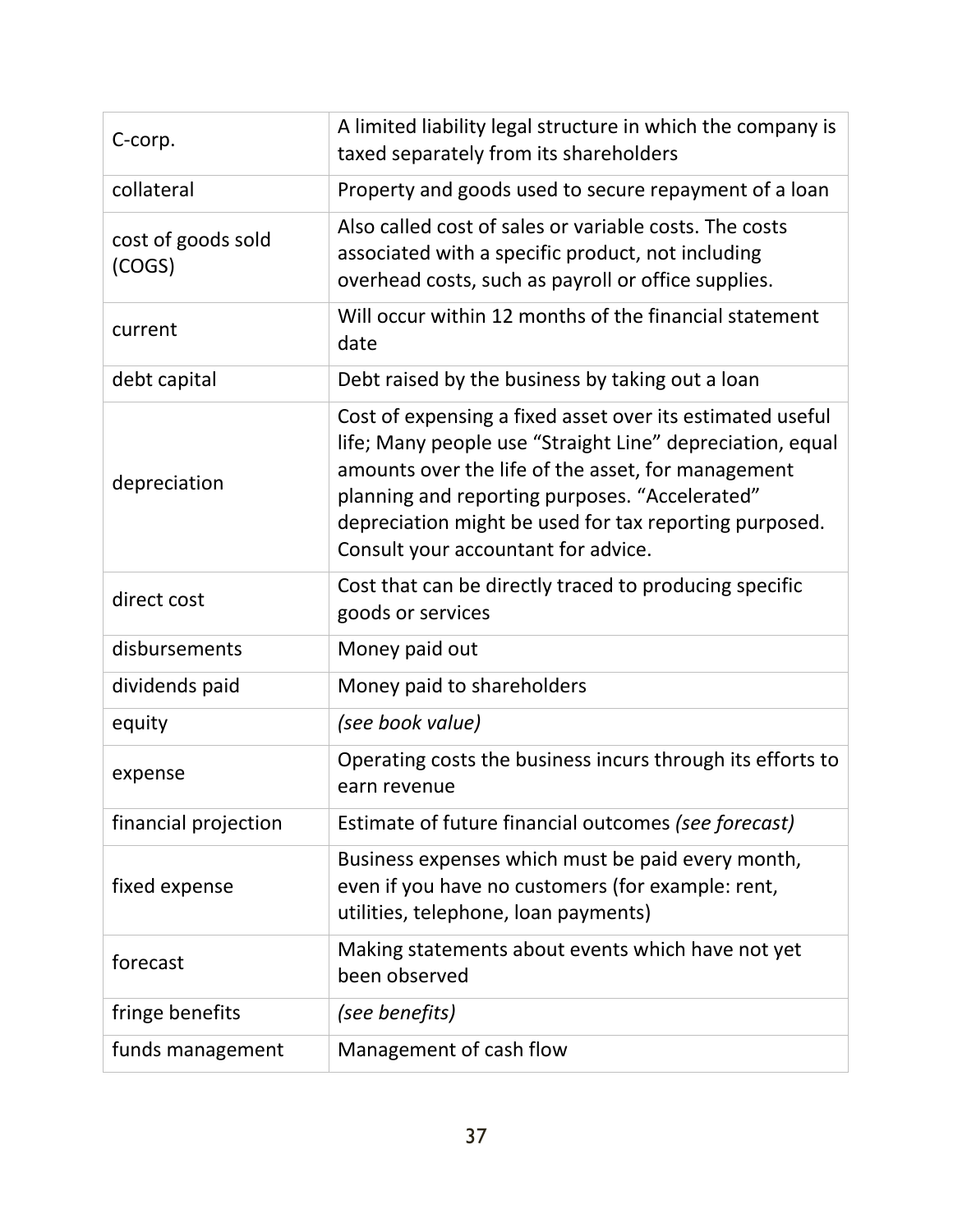| | |
|---|---|
| C-corp. | A limited liability legal structure in which the company is taxed separately from its shareholders |
| collateral | Property and goods used to secure repayment of a loan |
| cost of goods sold (COGS) | Also called cost of sales or variable costs. The costs associated with a specific product, not including overhead costs, such as payroll or office supplies. |
| current | Will occur within 12 months of the financial statement date |
| debt capital | Debt raised by the business by taking out a loan |
| depreciation | Cost of expensing a fixed asset over its estimated useful life; Many people use "Straight Line" depreciation, equal amounts over the life of the asset, for management planning and reporting purposes. "Accelerated" depreciation might be used for tax reporting purposed. Consult your accountant for advice. |
| direct cost | Cost that can be directly traced to producing specific goods or services |
| disbursements | Money paid out |
| dividends paid | Money paid to shareholders |
| equity | *(see book value)* |
| expense | Operating costs the business incurs through its efforts to earn revenue |
| financial projection | Estimate of future financial outcomes *(see forecast)* |
| fixed expense | Business expenses which must be paid every month, even if you have no customers (for example: rent, utilities, telephone, loan payments) |
| forecast | Making statements about events which have not yet been observed |
| fringe benefits | *(see benefits)* |
| funds management | Management of cash flow |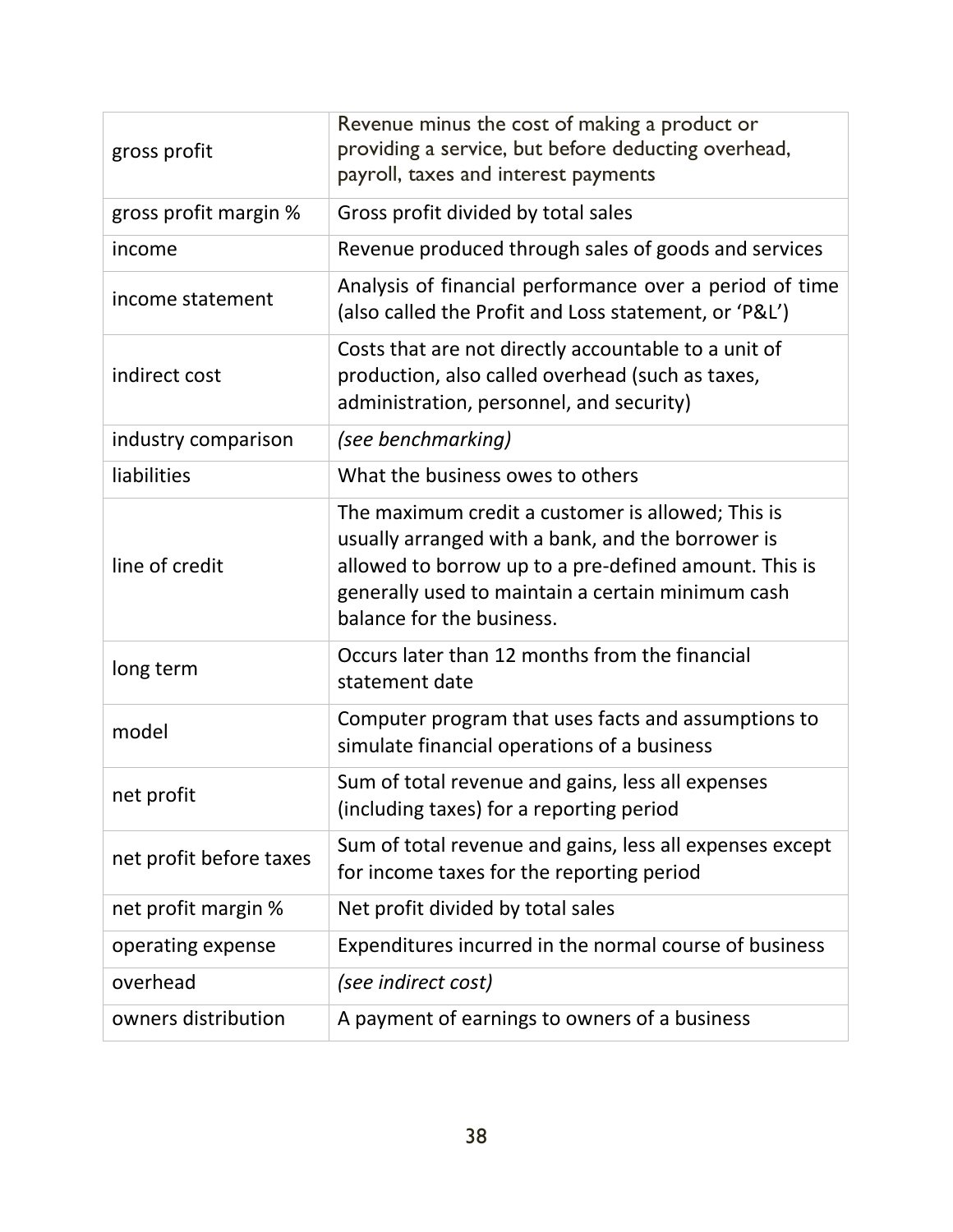| | |
|---|---|
| gross profit | Revenue minus the cost of making a product or providing a service, but before deducting overhead, payroll, taxes and interest payments |
| gross profit margin % | Gross profit divided by total sales |
| income | Revenue produced through sales of goods and services |
| income statement | Analysis of financial performance over a period of time (also called the Profit and Loss statement, or 'P&L') |
| indirect cost | Costs that are not directly accountable to a unit of production, also called overhead (such as taxes, administration, personnel, and security) |
| industry comparison | *(see benchmarking)* |
| liabilities | What the business owes to others |
| line of credit | The maximum credit a customer is allowed; This is usually arranged with a bank, and the borrower is allowed to borrow up to a pre-defined amount. This is generally used to maintain a certain minimum cash balance for the business. |
| long term | Occurs later than 12 months from the financial statement date |
| model | Computer program that uses facts and assumptions to simulate financial operations of a business |
| net profit | Sum of total revenue and gains, less all expenses (including taxes) for a reporting period |
| net profit before taxes | Sum of total revenue and gains, less all expenses except for income taxes for the reporting period |
| net profit margin % | Net profit divided by total sales |
| operating expense | Expenditures incurred in the normal course of business |
| overhead | *(see indirect cost)* |
| owners distribution | A payment of earnings to owners of a business |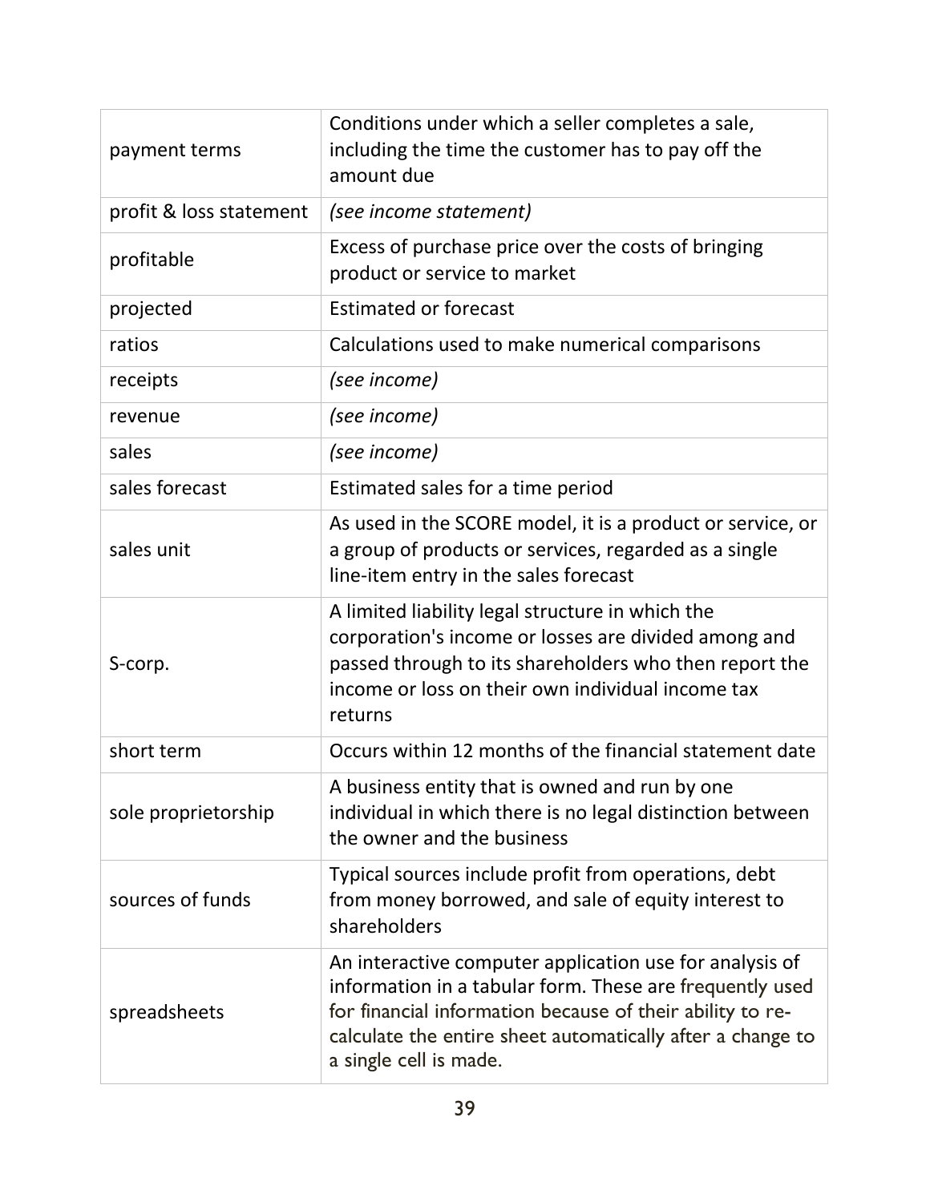| | |
|---|---|
| payment terms | Conditions under which a seller completes a sale, including the time the customer has to pay off the amount due |
| profit & loss statement | *(see income statement)* |
| profitable | Excess of purchase price over the costs of bringing product or service to market |
| projected | Estimated or forecast |
| ratios | Calculations used to make numerical comparisons |
| receipts | *(see income)* |
| revenue | *(see income)* |
| sales | *(see income)* |
| sales forecast | Estimated sales for a time period |
| sales unit | As used in the SCORE model, it is a product or service, or a group of products or services, regarded as a single line-item entry in the sales forecast |
| S-corp. | A limited liability legal structure in which the corporation's income or losses are divided among and passed through to its shareholders who then report the income or loss on their own individual income tax returns |
| short term | Occurs within 12 months of the financial statement date |
| sole proprietorship | A business entity that is owned and run by one individual in which there is no legal distinction between the owner and the business |
| sources of funds | Typical sources include profit from operations, debt from money borrowed, and sale of equity interest to shareholders |
| spreadsheets | An interactive computer application use for analysis of information in a tabular form. These are frequently used for financial information because of their ability to re-calculate the entire sheet automatically after a change to a single cell is made. |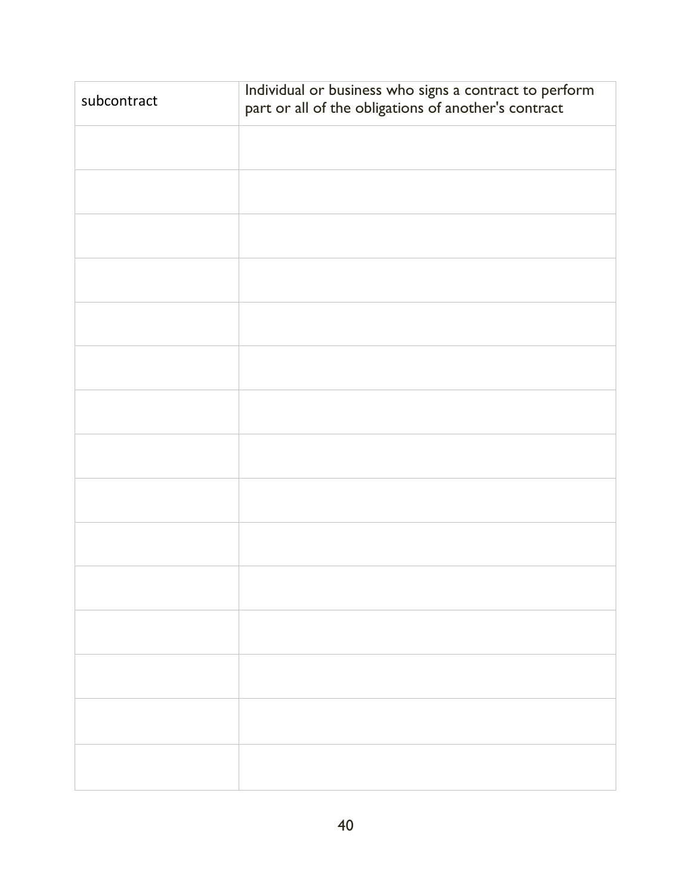| | |
|---|---|
| subcontract | Individual or business who signs a contract to perform part or all of the obligations of another's contract |
| | |
| | |
| | |
| | |
| | |
| | |
| | |
| | |
| | |
| | |
| | |
| | |
| | |
| | |
| | |